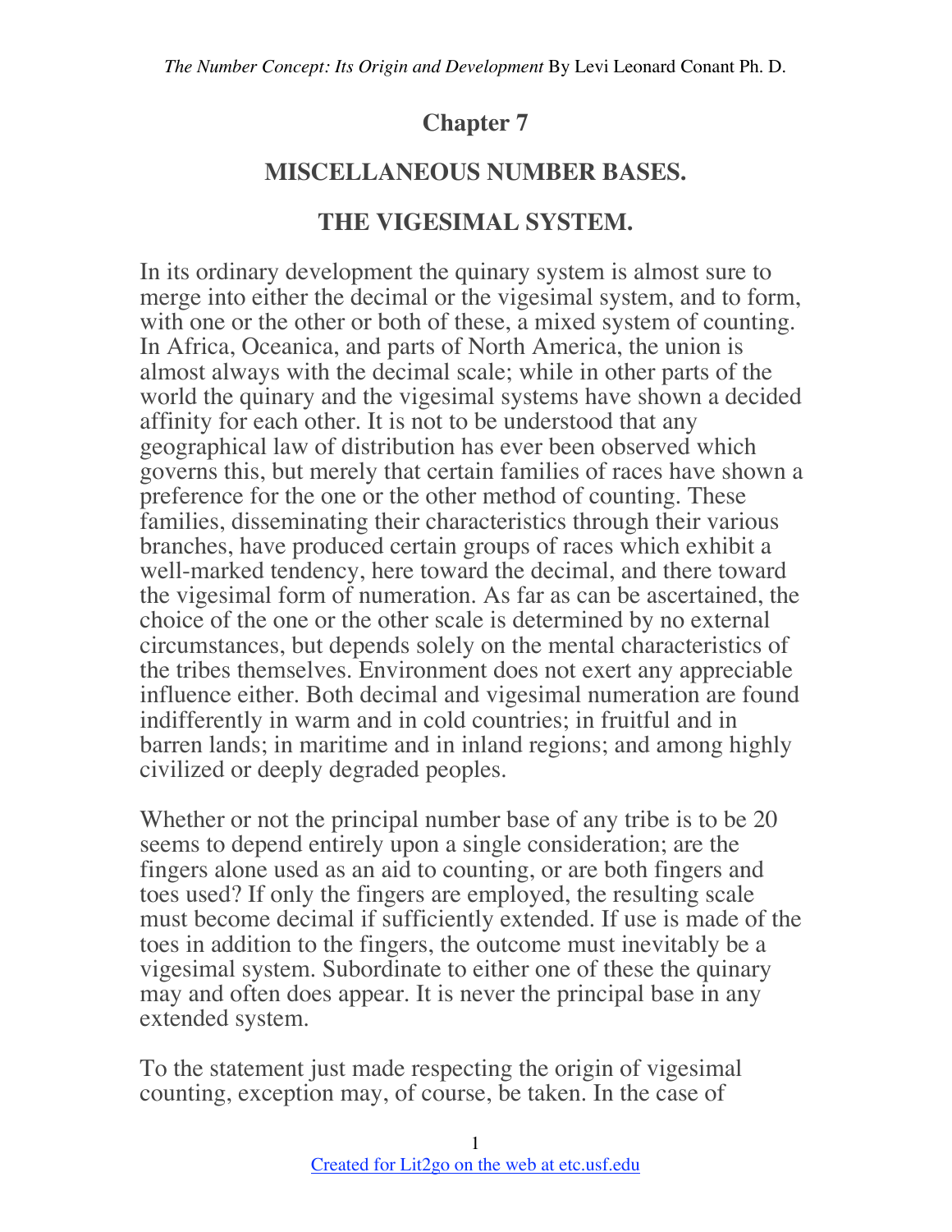# Chapter 7

## MISCELLANEOUS NUMBER BASES.

## THE VIGESIMAL SYSTEM.

In its ordinary development the quinary system is almost sure to merge into either the decimal or the vigesimal system, and to form, with one or the other or both of these, a mixed system of counting. In Africa, Oceanica, and parts of North America, the union is almost always with the decimal scale; while in other parts of the world the quinary and the vigesimal systems have shown a decided affinity for each other. It is not to be understood that any geographical law of distribution has ever been observed which governs this, but merely that certain families of races have shown a preference for the one or the other method of counting. These families, disseminating their characteristics through their various branches, have produced certain groups of races which exhibit a well-marked tendency, here toward the decimal, and there toward the vigesimal form of numeration. As far as can be ascertained, the choice of the one or the other scale is determined by no external circumstances, but depends solely on the mental characteristics of the tribes themselves. Environment does not exert any appreciable influence either. Both decimal and vigesimal numeration are found indifferently in warm and in cold countries; in fruitful and in barren lands; in maritime and in inland regions; and among highly civilized or deeply degraded peoples.

Whether or not the principal number base of any tribe is to be 20 seems to depend entirely upon a single consideration; are the fingers alone used as an aid to counting, or are both fingers and toes used? If only the fingers are employed, the resulting scale must become decimal if sufficiently extended. If use is made of the toes in addition to the fingers, the outcome must inevitably be a vigesimal system. Subordinate to either one of these the quinary may and often does appear. It is never the principal base in any extended system.

To the statement just made respecting the origin of vigesimal counting, exception may, of course, be taken. In the case of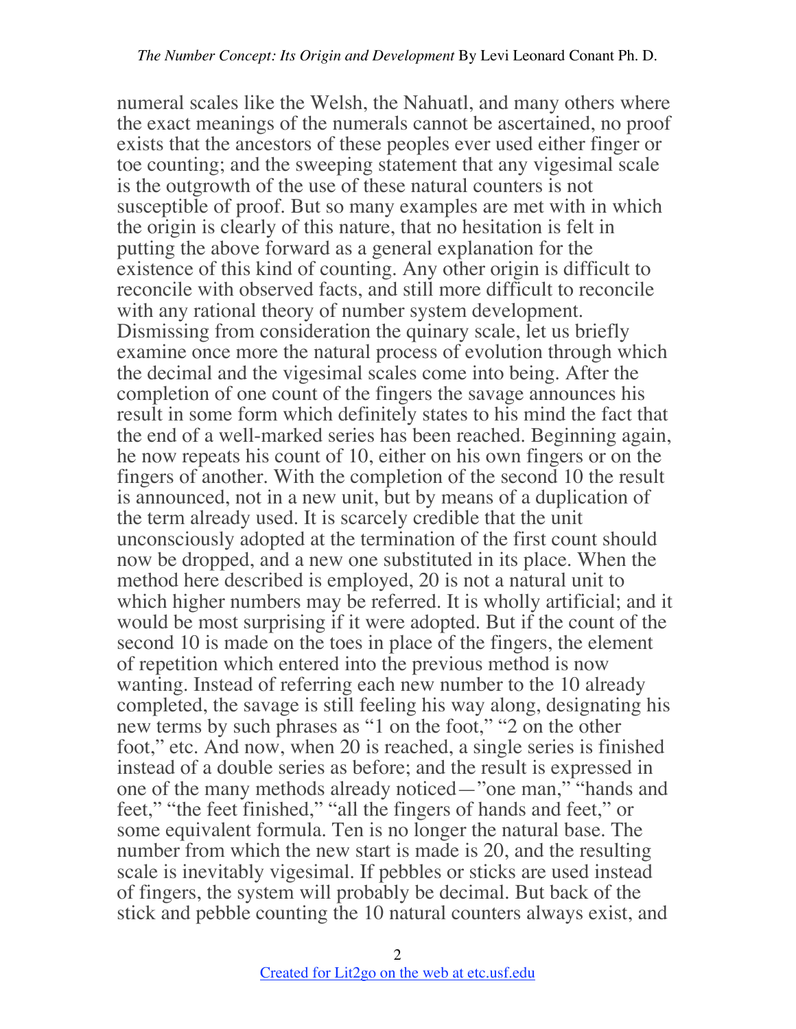numeral scales like the Welsh, the Nahuatl, and many others where the exact meanings of the numerals cannot be ascertained, no proof exists that the ancestors of these peoples ever used either finger or toe counting; and the sweeping statement that any vigesimal scale is the outgrowth of the use of these natural counters is not susceptible of proof. But so many examples are met with in which the origin is clearly of this nature, that no hesitation is felt in putting the above forward as a general explanation for the existence of this kind of counting. Any other origin is difficult to reconcile with observed facts, and still more difficult to reconcile with any rational theory of number system development. Dismissing from consideration the quinary scale, let us briefly examine once more the natural process of evolution through which the decimal and the vigesimal scales come into being. After the completion of one count of the fingers the savage announces his result in some form which definitely states to his mind the fact that the end of a well-marked series has been reached. Beginning again, he now repeats his count of 10, either on his own fingers or on the fingers of another. With the completion of the second 10 the result is announced, not in a new unit, but by means of a duplication of the term already used. It is scarcely credible that the unit unconsciously adopted at the termination of the first count should now be dropped, and a new one substituted in its place. When the method here described is employed, 20 is not a natural unit to which higher numbers may be referred. It is wholly artificial; and it would be most surprising if it were adopted. But if the count of the second 10 is made on the toes in place of the fingers, the element of repetition which entered into the previous method is now wanting. Instead of referring each new number to the 10 already completed, the savage is still feeling his way along, designating his new terms by such phrases as "1 on the foot," "2 on the other foot," etc. And now, when 20 is reached, a single series is finished instead of a double series as before; and the result is expressed in one of the many methods already noticed—"one man," "hands and feet," "the feet finished," "all the fingers of hands and feet," or some equivalent formula. Ten is no longer the natural base. The number from which the new start is made is 20, and the resulting scale is inevitably vigesimal. If pebbles or sticks are used instead of fingers, the system will probably be decimal. But back of the stick and pebble counting the 10 natural counters always exist, and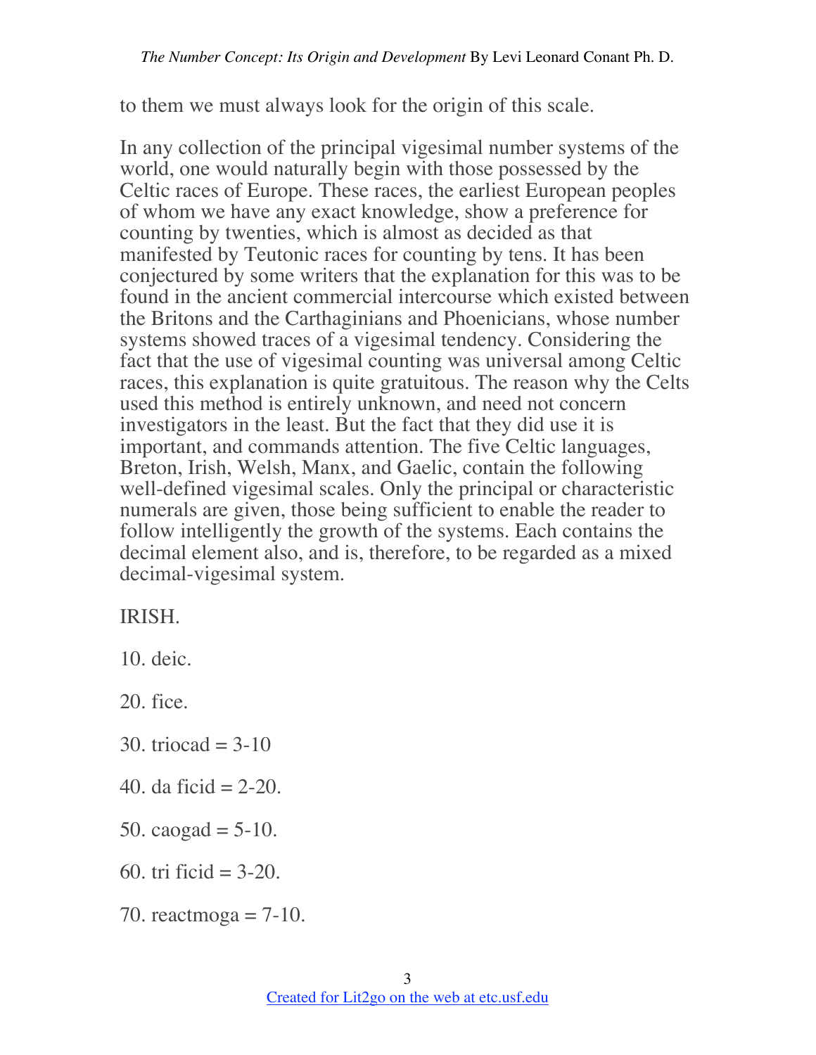to them we must always look for the origin of this scale.

In any collection of the principal vigesimal number systems of the world, one would naturally begin with those possessed by the Celtic races of Europe. These races, the earliest European peoples of whom we have any exact knowledge, show a preference for counting by twenties, which is almost as decided as that manifested by Teutonic races for counting by tens. It has been conjectured by some writers that the explanation for this was to be found in the ancient commercial intercourse which existed between the Britons and the Carthaginians and Phoenicians, whose number systems showed traces of a vigesimal tendency. Considering the fact that the use of vigesimal counting was universal among Celtic races, this explanation is quite gratuitous. The reason why the Celts used this method is entirely unknown, and need not concern investigators in the least. But the fact that they did use it is important, and commands attention. The five Celtic languages, Breton, Irish, Welsh, Manx, and Gaelic, contain the following well-defined vigesimal scales. Only the principal or characteristic numerals are given, those being sufficient to enable the reader to follow intelligently the growth of the systems. Each contains the decimal element also, and is, therefore, to be regarded as a mixed decimal-vigesimal system.

IRISH.

10. deic.

20. fice.

30. triocad = 3-10

40. da ficid = 2-20.

50. caogad = 5-10.

60. tri ficid = 3-20.

70. reactmoga = 7-10.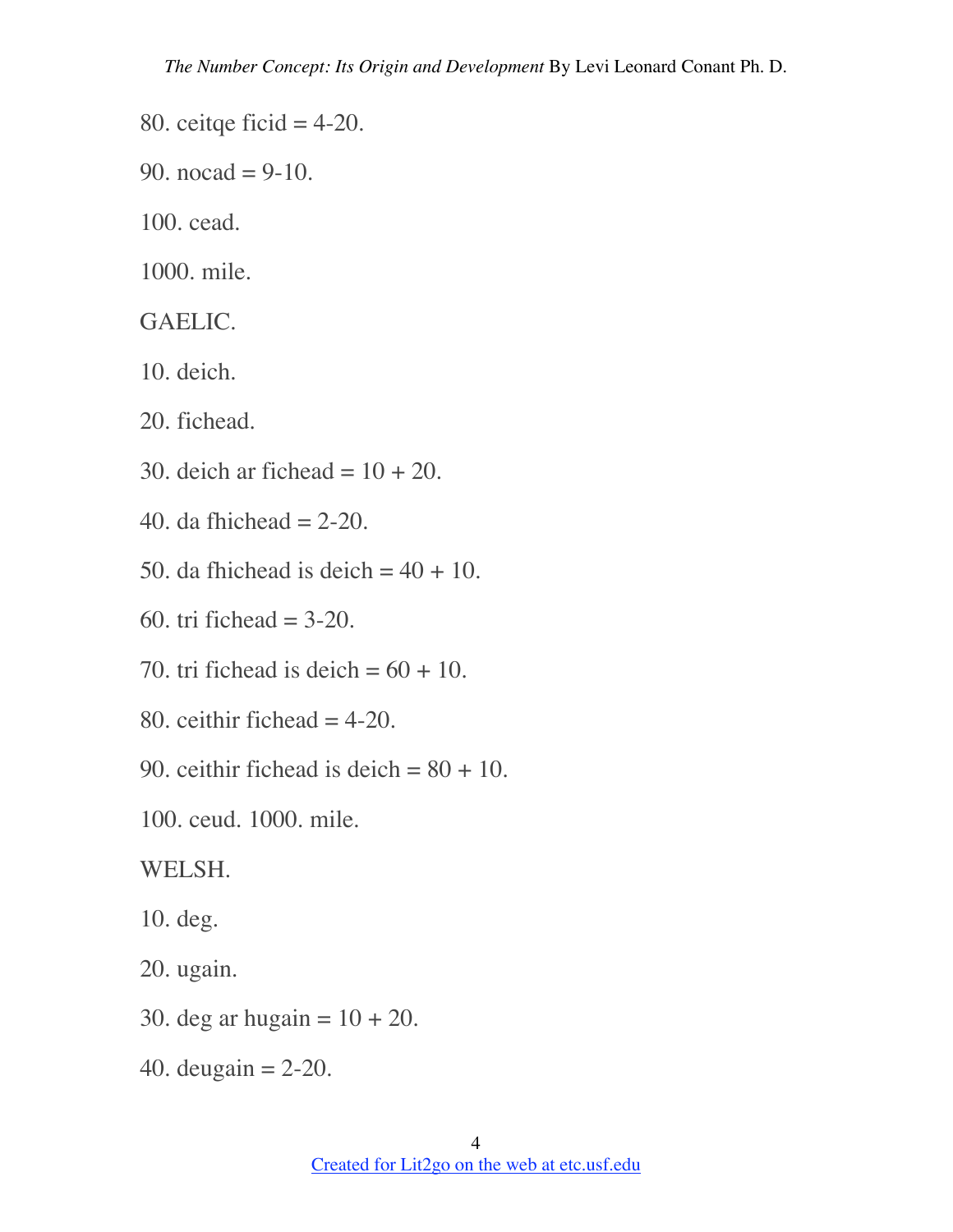80. ceitqe ficid = 4-20.

90. nocad = 9-10.

100. cead.

1000. mile.

GAELIC.

10. deich.

20. fichead.

30. deich ar fichead = 10 + 20.

40. da fhichead = 2-20.

50. da fhichead is deich = 40 + 10.

60. tri fichead = 3-20.

70. tri fichead is deich = 60 + 10.

80. ceithir fichead = 4-20.

90. ceithir fichead is deich = 80 + 10.

100. ceud. 1000. mile.

WELSH.

10. deg.

20. ugain.

30. deg ar hugain = 10 + 20.

40. deugain = 2-20.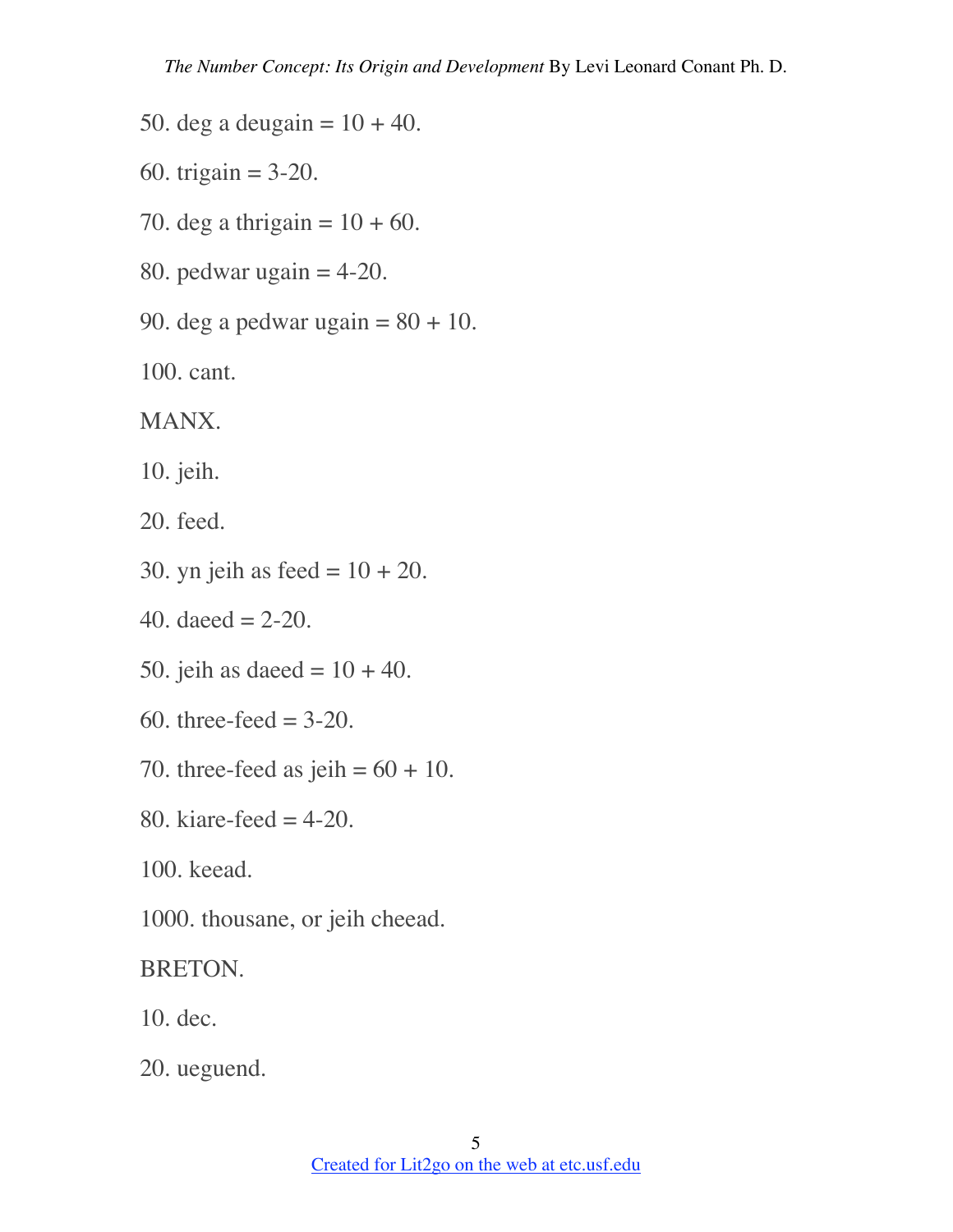50. deg a deugain = 10 + 40.

60. trigain = 3-20.

70. deg a thrigain = 10 + 60.

80. pedwar ugain = 4-20.

90. deg a pedwar ugain = 80 + 10.

100. cant.

MANX.

10. jeih.

20. feed.

30. yn jeih as feed = 10 + 20.

40. daeed = 2-20.

50. jeih as daeed = 10 + 40.

60. three-feed = 3-20.

70. three-feed as jeih = 60 + 10.

80. kiare-feed = 4-20.

100. keead.

1000. thousane, or jeih cheead.

BRETON.

10. dec.

20. ueguend.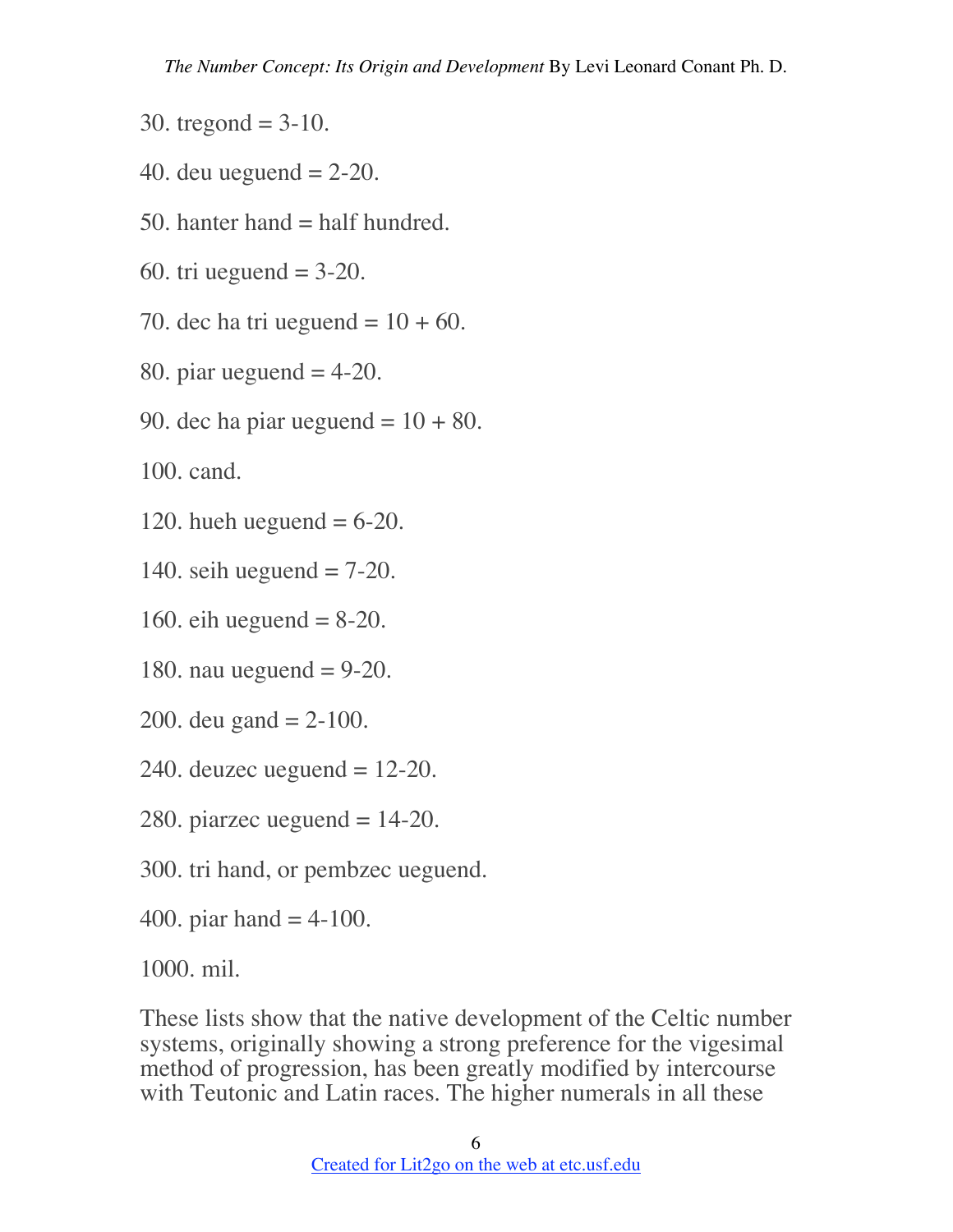30. tregond = 3-10.

40. deu ueguend = 2-20.

50. hanter hand = half hundred.

60. tri ueguend = 3-20.

70. dec ha tri ueguend = 10 + 60.

80. piar ueguend = 4-20.

90. dec ha piar ueguend = 10 + 80.

100. cand.

120. hueh ueguend = 6-20.

140. seih ueguend = 7-20.

160. eih ueguend = 8-20.

180. nau ueguend = 9-20.

200. deu gand = 2-100.

240. deuzec ueguend = 12-20.

280. piarzec ueguend = 14-20.

300. tri hand, or pembzec ueguend.

400. piar hand = 4-100.

1000. mil.

These lists show that the native development of the Celtic number systems, originally showing a strong preference for the vigesimal method of progression, has been greatly modified by intercourse with Teutonic and Latin races. The higher numerals in all these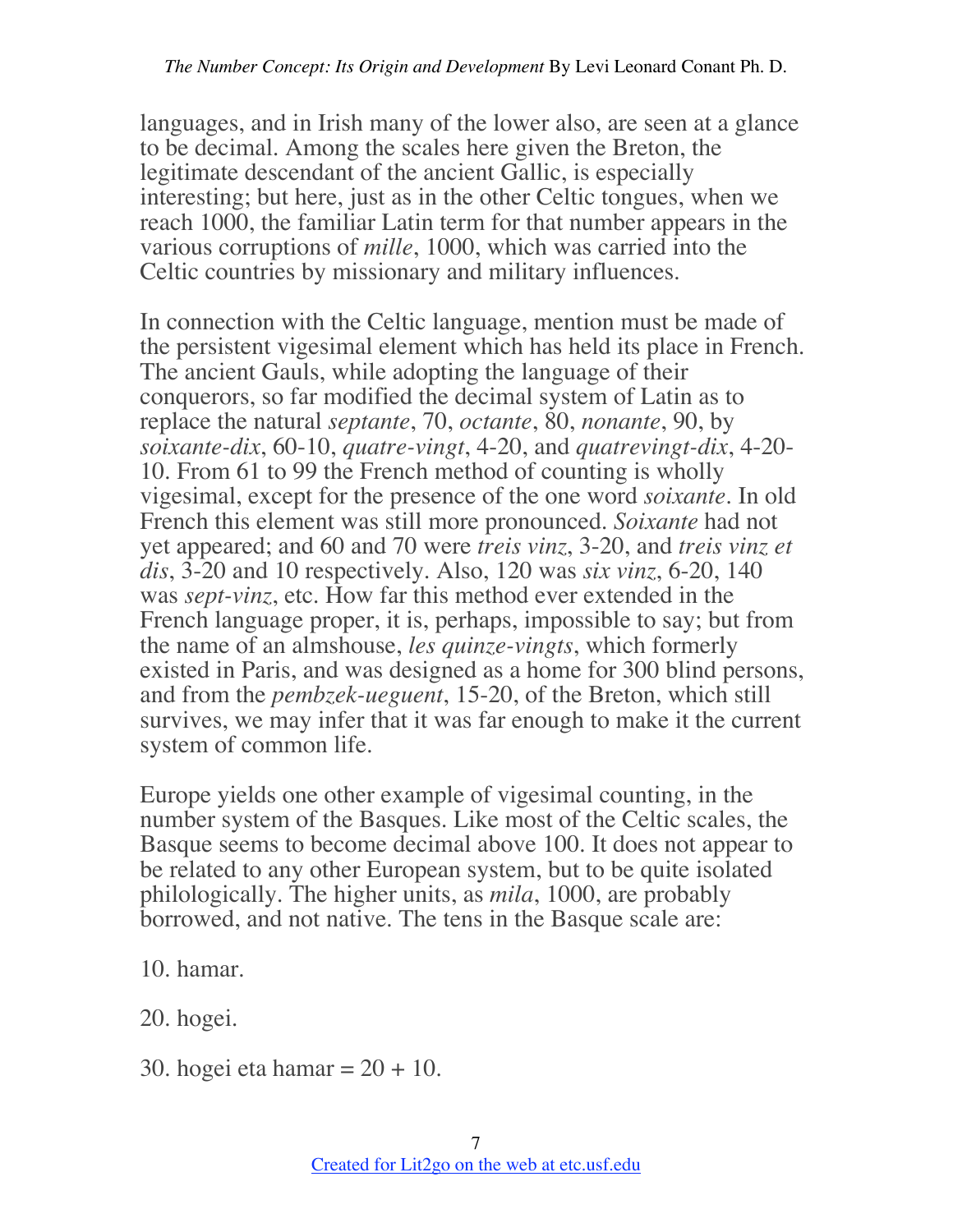languages, and in Irish many of the lower also, are seen at a glance to be decimal. Among the scales here given the Breton, the legitimate descendant of the ancient Gallic, is especially interesting; but here, just as in the other Celtic tongues, when we reach 1000, the familiar Latin term for that number appears in the various corruptions of *mille*, 1000, which was carried into the Celtic countries by missionary and military influences.

In connection with the Celtic language, mention must be made of the persistent vigesimal element which has held its place in French. The ancient Gauls, while adopting the language of their conquerors, so far modified the decimal system of Latin as to replace the natural *septante*, 70, *octante*, 80, *nonante*, 90, by *soixante-dix*, 60-10, *quatre-vingt*, 4-20, and *quatrevingt-dix*, 4-20-10. From 61 to 99 the French method of counting is wholly vigesimal, except for the presence of the one word *soixante*. In old French this element was still more pronounced. *Soixante* had not yet appeared; and 60 and 70 were *treis vinz*, 3-20, and *treis vinz et dis*, 3-20 and 10 respectively. Also, 120 was *six vinz*, 6-20, 140 was *sept-vinz*, etc. How far this method ever extended in the French language proper, it is, perhaps, impossible to say; but from the name of an almshouse, *les quinze-vingts*, which formerly existed in Paris, and was designed as a home for 300 blind persons, and from the *pembzek-ueguent*, 15-20, of the Breton, which still survives, we may infer that it was far enough to make it the current system of common life.

Europe yields one other example of vigesimal counting, in the number system of the Basques. Like most of the Celtic scales, the Basque seems to become decimal above 100. It does not appear to be related to any other European system, but to be quite isolated philologically. The higher units, as *mila*, 1000, are probably borrowed, and not native. The tens in the Basque scale are:

10. hamar.

20. hogei.

30. hogei eta hamar = 20 + 10.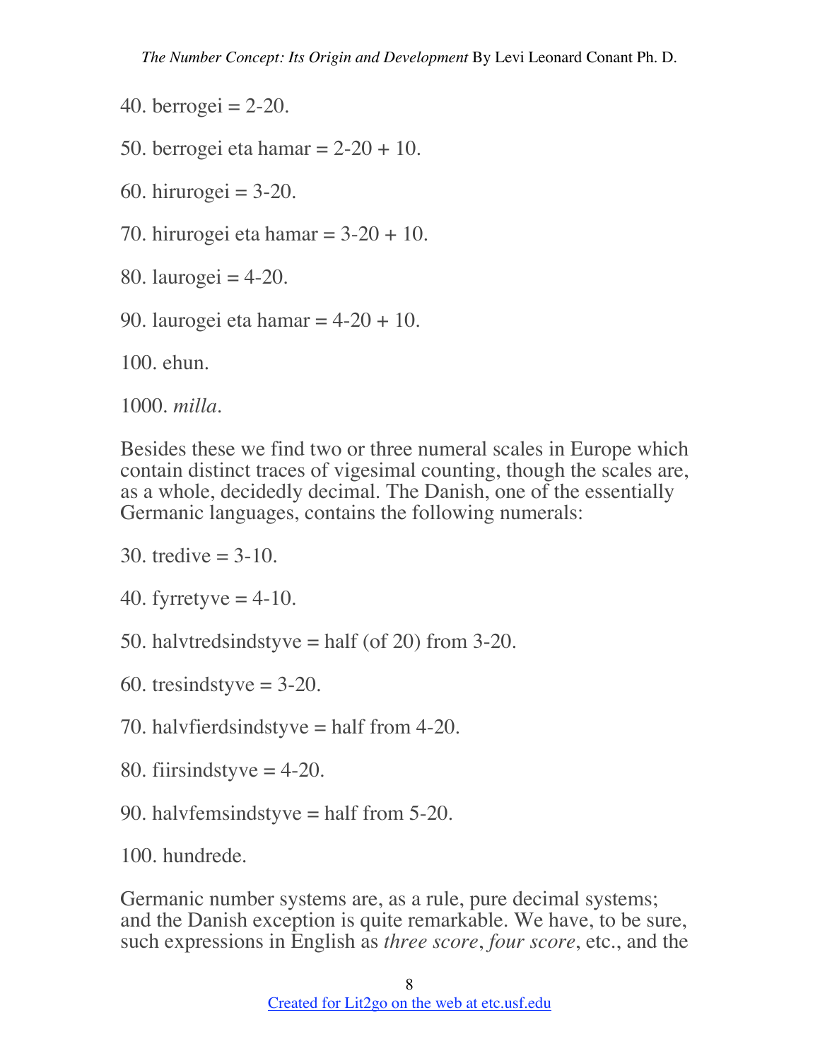40. berrogei = 2-20.

50. berrogei eta hamar = 2-20 + 10.

60. hirurogei = 3-20.

70. hirurogei eta hamar = 3-20 + 10.

80. laurogei = 4-20.

90. laurogei eta hamar = 4-20 + 10.

100. ehun.

1000. *milla*.

Besides these we find two or three numeral scales in Europe which contain distinct traces of vigesimal counting, though the scales are, as a whole, decidedly decimal. The Danish, one of the essentially Germanic languages, contains the following numerals:

30. tredive = 3-10.

40. fyrretyve = 4-10.

50. halvtredsindstyve = half (of 20) from 3-20.

60. tresindstyve = 3-20.

70. halvfierdsindstyve = half from 4-20.

80. fiirsindstyve = 4-20.

90. halvfemsindstyve = half from 5-20.

100. hundrede.

Germanic number systems are, as a rule, pure decimal systems; and the Danish exception is quite remarkable. We have, to be sure, such expressions in English as *three score*, *four score*, etc., and the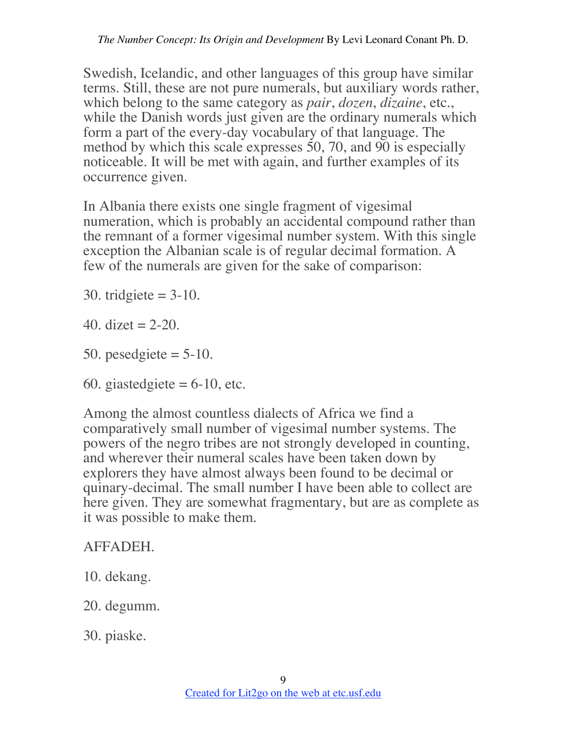Swedish, Icelandic, and other languages of this group have similar terms. Still, these are not pure numerals, but auxiliary words rather, which belong to the same category as *pair*, *dozen*, *dizaine*, etc., while the Danish words just given are the ordinary numerals which form a part of the every-day vocabulary of that language. The method by which this scale expresses 50, 70, and 90 is especially noticeable. It will be met with again, and further examples of its occurrence given.

In Albania there exists one single fragment of vigesimal numeration, which is probably an accidental compound rather than the remnant of a former vigesimal number system. With this single exception the Albanian scale is of regular decimal formation. A few of the numerals are given for the sake of comparison:

30. tridgiete = 3-10.

40. dizet = 2-20.

50. pesedgiete = 5-10.

60. giastedgiete = 6-10, etc.

Among the almost countless dialects of Africa we find a comparatively small number of vigesimal number systems. The powers of the negro tribes are not strongly developed in counting, and wherever their numeral scales have been taken down by explorers they have almost always been found to be decimal or quinary-decimal. The small number I have been able to collect are here given. They are somewhat fragmentary, but are as complete as it was possible to make them.

AFFADEH.

10. dekang.

20. degumm.

30. piaske.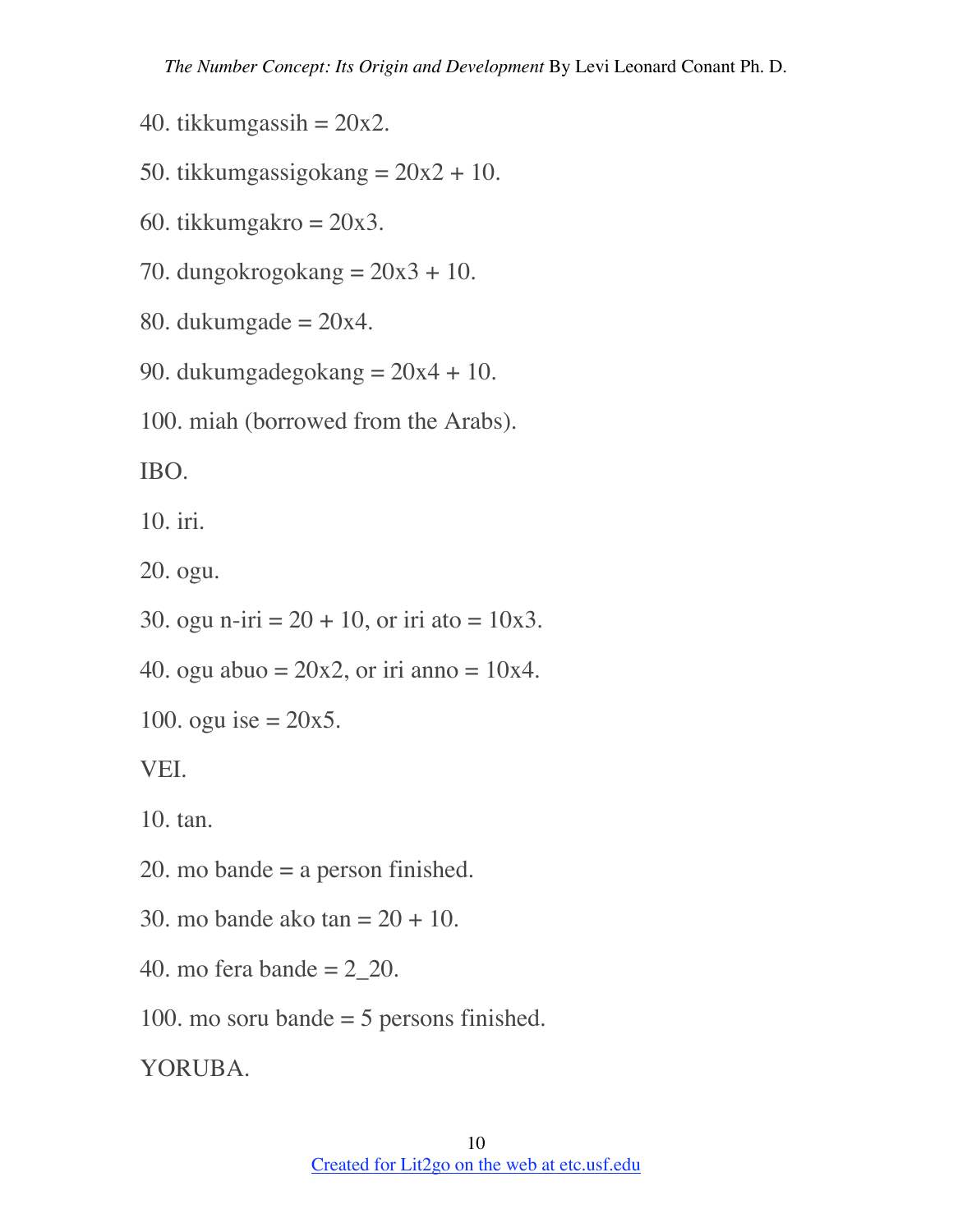40. tikkumgassih = 20x2.

50. tikkumgassigokang = 20x2 + 10.

60. tikkumgakro = 20x3.

70. dungokrogokang = 20x3 + 10.

80. dukumgade = 20x4.

90. dukumgadegokang = 20x4 + 10.

100. miah (borrowed from the Arabs).

IBO.

10. iri.

20. ogu.

30. ogu n-iri = 20 + 10, or iri ato = 10x3.

40. ogu abuo = 20x2, or iri anno = 10x4.

100. ogu ise = 20x5.

VEI.

10. tan.

20. mo bande = a person finished.

30. mo bande ako tan = 20 + 10.

40. mo fera bande = 2_20.

100. mo soru bande = 5 persons finished.

YORUBA.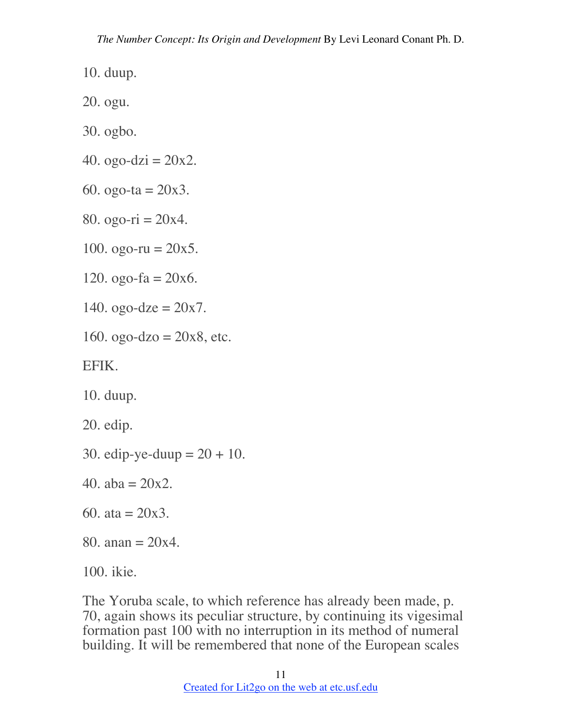10. duup.

20. ogu.

30. ogbo.

40. ogo-dzi = 20x2.

60. ogo-ta = 20x3.

80. ogo-ri = 20x4.

100. ogo-ru = 20x5.

120. ogo-fa = 20x6.

140. ogo-dze = 20x7.

160. ogo-dzo = 20x8, etc.

EFIK.

10. duup.

20. edip.

30. edip-ye-duup = 20 + 10.

40. aba = 20x2.

60. ata = 20x3.

80. anan = 20x4.

100. ikie.

The Yoruba scale, to which reference has already been made, p. 70, again shows its peculiar structure, by continuing its vigesimal formation past 100 with no interruption in its method of numeral building. It will be remembered that none of the European scales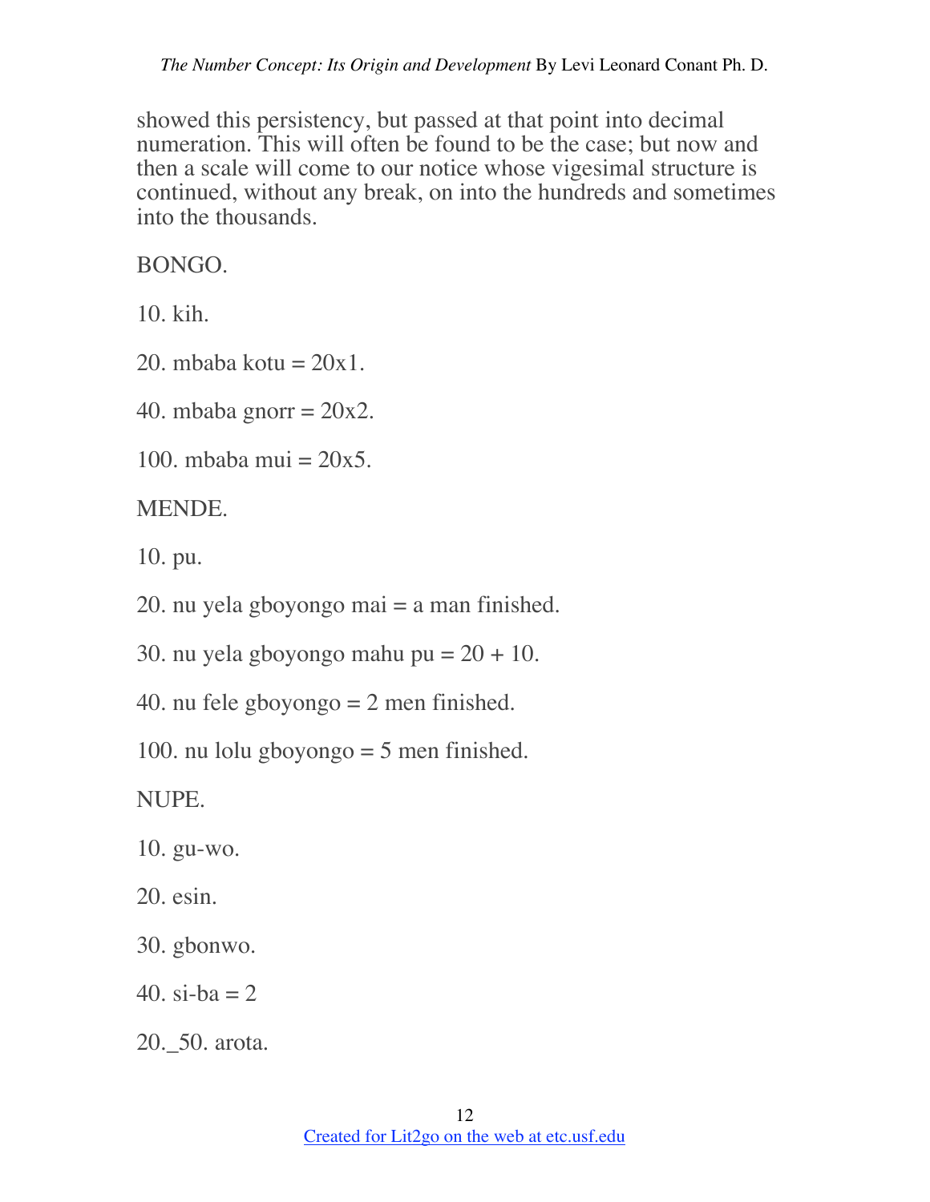showed this persistency, but passed at that point into decimal numeration. This will often be found to be the case; but now and then a scale will come to our notice whose vigesimal structure is continued, without any break, on into the hundreds and sometimes into the thousands.

BONGO.

10. kih.

20. mbaba kotu = 20x1.

40. mbaba gnorr = 20x2.

100. mbaba mui = 20x5.

MENDE.

10. pu.

20. nu yela gboyongo mai = a man finished.

30. nu yela gboyongo mahu pu = 20 + 10.

40. nu fele gboyongo = 2 men finished.

100. nu lolu gboyongo = 5 men finished.

NUPE.

10. gu-wo.

20. esin.

30. gbonwo.

40. si-ba = 2

20._50. arota.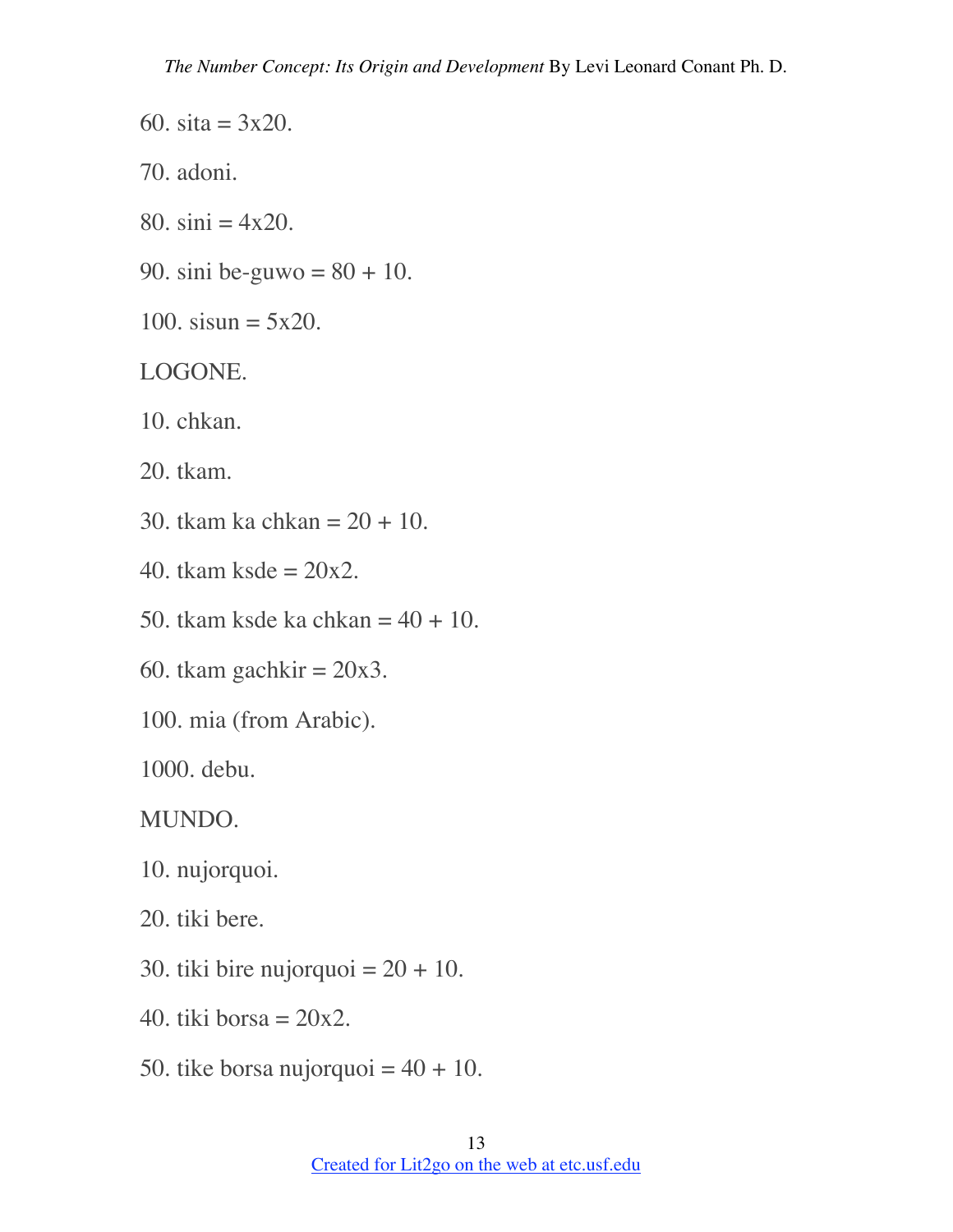60. sita = 3x20.

70. adoni.

80. sini = 4x20.

90. sini be-guwo = 80 + 10.

100. sisun = 5x20.

LOGONE.

10. chkan.

20. tkam.

30. tkam ka chkan = 20 + 10.

40. tkam ksde = 20x2.

50. tkam ksde ka chkan = 40 + 10.

60. tkam gachkir = 20x3.

100. mia (from Arabic).

1000. debu.

MUNDO.

10. nujorquoi.

20. tiki bere.

30. tiki bire nujorquoi = 20 + 10.

40. tiki borsa = 20x2.

50. tike borsa nujorquoi = 40 + 10.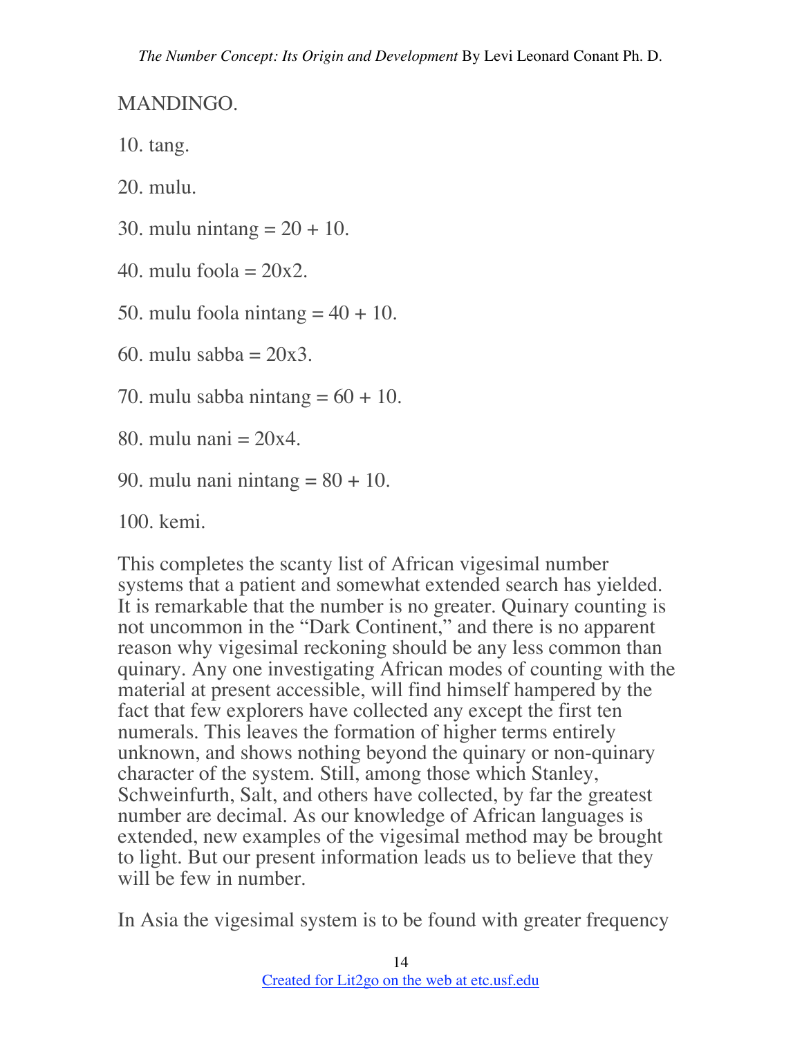MANDINGO.

10. tang.

20. mulu.

30. mulu nintang = 20 + 10.

40. mulu foola = 20x2.

50. mulu foola nintang = 40 + 10.

60. mulu sabba = 20x3.

70. mulu sabba nintang = 60 + 10.

80. mulu nani = 20x4.

90. mulu nani nintang = 80 + 10.

100. kemi.

This completes the scanty list of African vigesimal number systems that a patient and somewhat extended search has yielded. It is remarkable that the number is no greater. Quinary counting is not uncommon in the "Dark Continent," and there is no apparent reason why vigesimal reckoning should be any less common than quinary. Any one investigating African modes of counting with the material at present accessible, will find himself hampered by the fact that few explorers have collected any except the first ten numerals. This leaves the formation of higher terms entirely unknown, and shows nothing beyond the quinary or non-quinary character of the system. Still, among those which Stanley, Schweinfurth, Salt, and others have collected, by far the greatest number are decimal. As our knowledge of African languages is extended, new examples of the vigesimal method may be brought to light. But our present information leads us to believe that they will be few in number.

In Asia the vigesimal system is to be found with greater frequency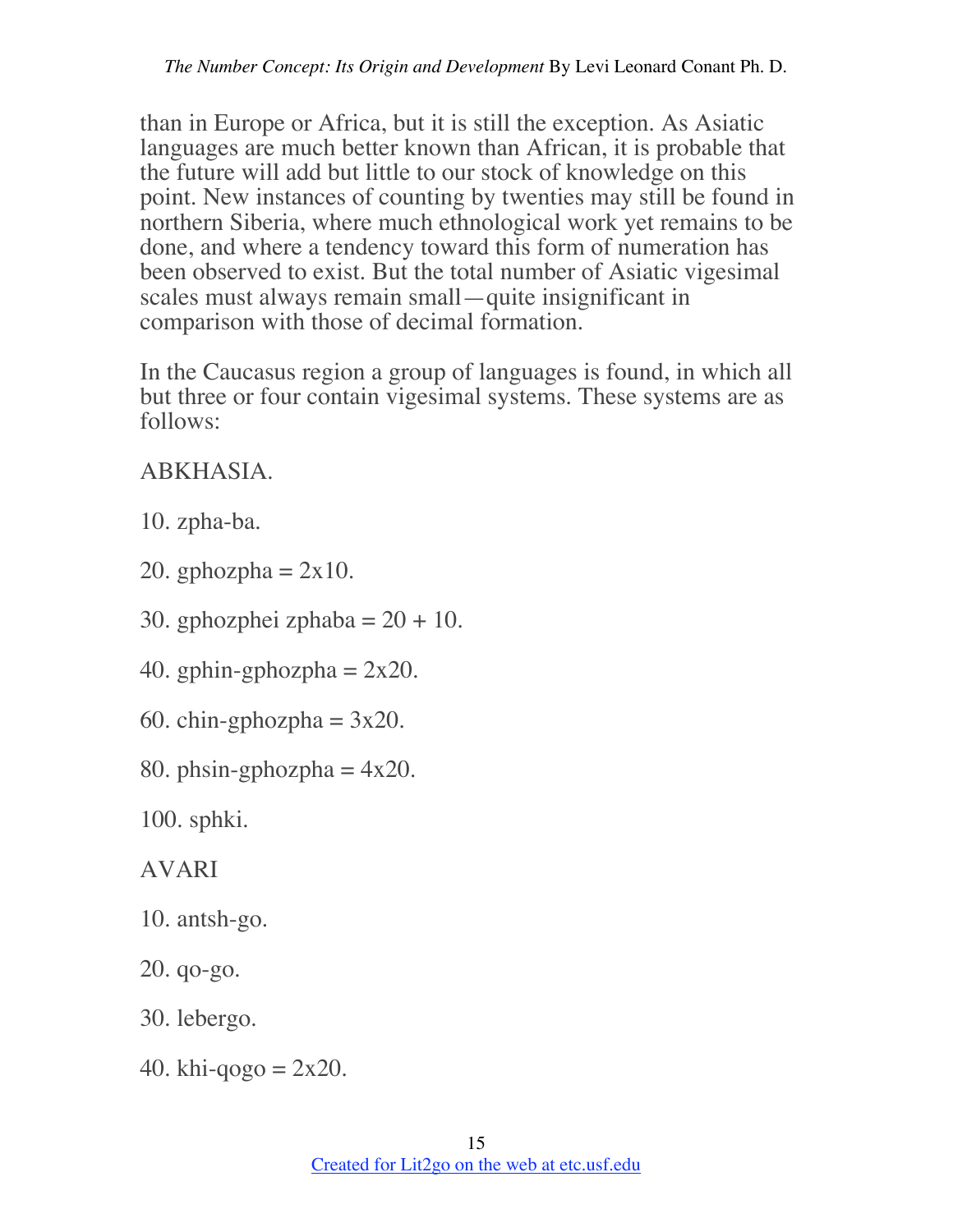than in Europe or Africa, but it is still the exception. As Asiatic languages are much better known than African, it is probable that the future will add but little to our stock of knowledge on this point. New instances of counting by twenties may still be found in northern Siberia, where much ethnological work yet remains to be done, and where a tendency toward this form of numeration has been observed to exist. But the total number of Asiatic vigesimal scales must always remain small—quite insignificant in comparison with those of decimal formation.

In the Caucasus region a group of languages is found, in which all but three or four contain vigesimal systems. These systems are as follows:

ABKHASIA.

10. zpha-ba.

20. gphozpha = 2x10.

30. gphozphei zphaba = 20 + 10.

40. gphin-gphozpha = 2x20.

60. chin-gphozpha = 3x20.

80. phsin-gphozpha = 4x20.

100. sphki.

AVARI

10. antsh-go.

20. qo-go.

30. lebergo.

40. khi-qogo = 2x20.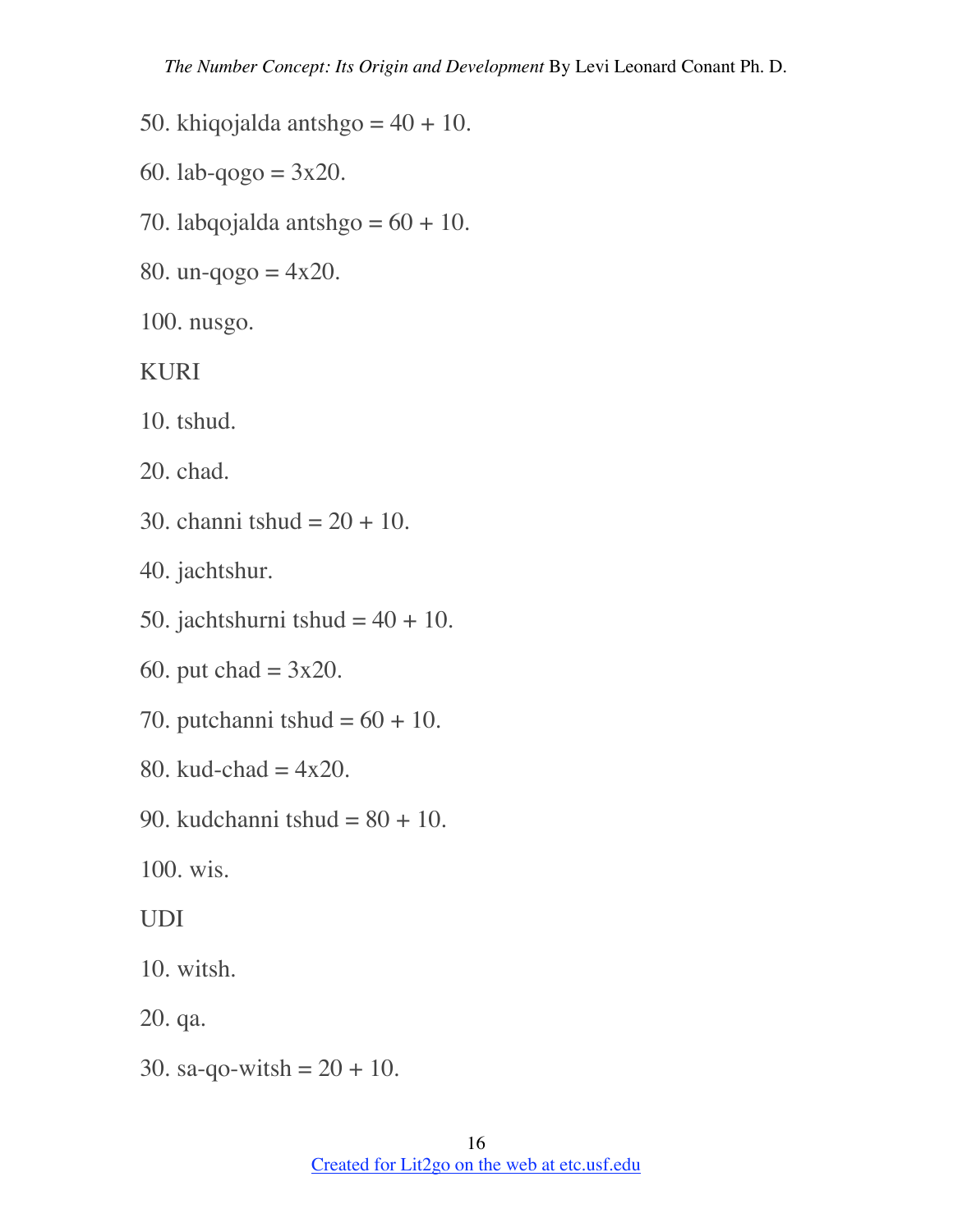50. khiqojalda antshgo = 40 + 10.

60. lab-qogo = 3x20.

70. labqojalda antshgo = 60 + 10.

80. un-qogo = 4x20.

100. nusgo.

KURI

10. tshud.

20. chad.

30. channi tshud = 20 + 10.

40. jachtshur.

50. jachtshurni tshud = 40 + 10.

60. put chad = 3x20.

70. putchanni tshud = 60 + 10.

80. kud-chad = 4x20.

90. kudchanni tshud = 80 + 10.

100. wis.

UDI

10. witsh.

20. qa.

30. sa-qo-witsh = 20 + 10.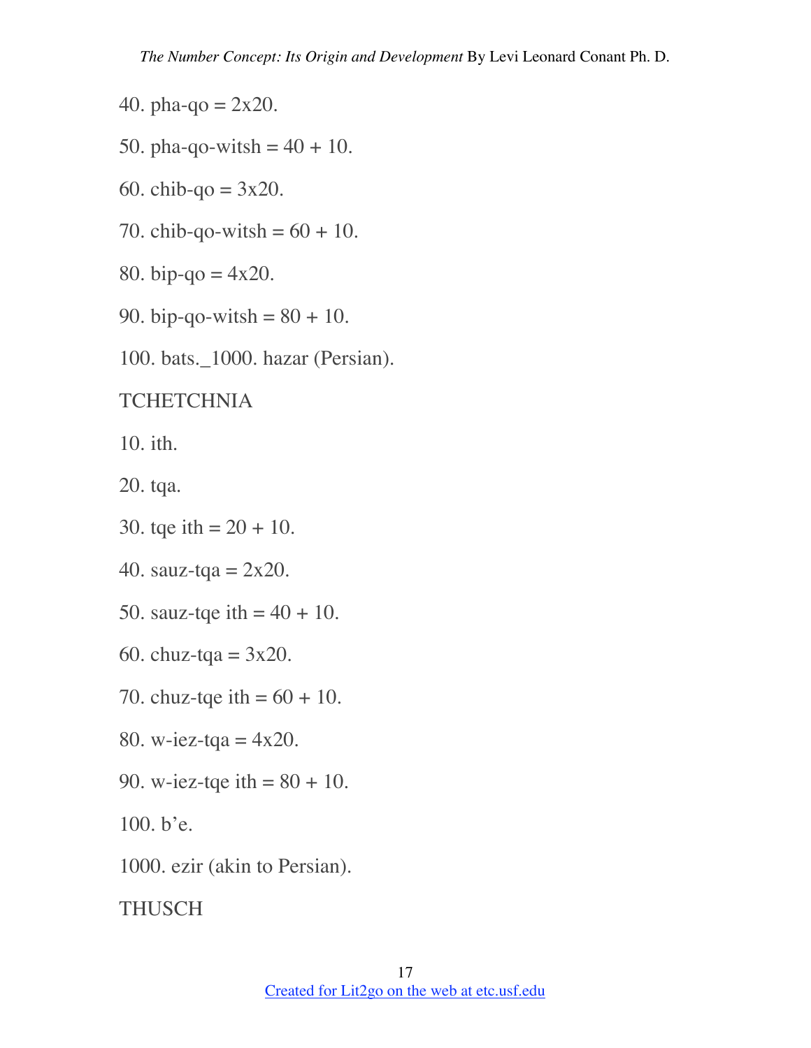40. pha-qo = 2x20.

50. pha-qo-witsh = 40 + 10.

60. chib-qo = 3x20.

70. chib-qo-witsh = 60 + 10.

80. bip-qo = 4x20.

90. bip-qo-witsh = 80 + 10.

100. bats._1000. hazar (Persian).

TCHETCHNIA

10. ith.

20. tqa.

30. tqe ith = 20 + 10.

40. sauz-tqa = 2x20.

50. sauz-tqe ith = 40 + 10.

60. chuz-tqa = 3x20.

70. chuz-tqe ith = 60 + 10.

80. w-iez-tqa = 4x20.

90. w-iez-tqe ith = 80 + 10.

100. b'e.

1000. ezir (akin to Persian).

THUSCH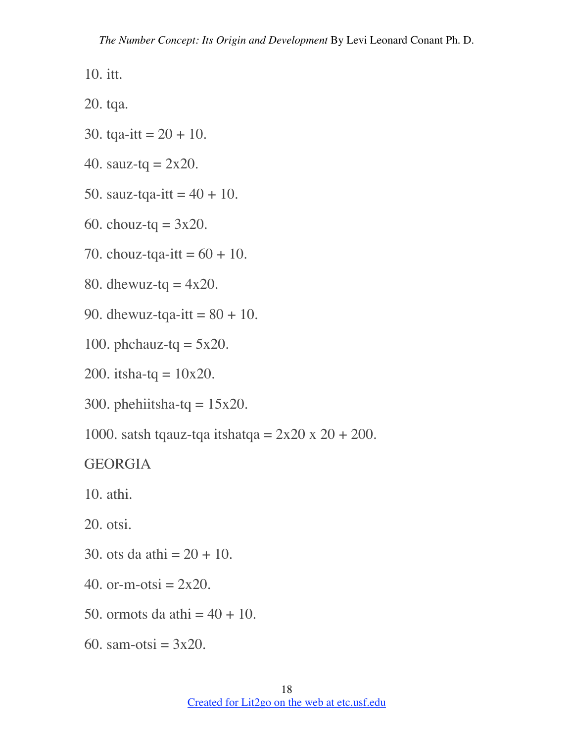10. itt.

20. tqa.

30. tqa-itt = 20 + 10.

40. sauz-tq = 2x20.

50. sauz-tqa-itt = 40 + 10.

60. chouz-tq = 3x20.

70. chouz-tqa-itt = 60 + 10.

80. dhewuz-tq = 4x20.

90. dhewuz-tqa-itt = 80 + 10.

100. phchauz-tq = 5x20.

200. itsha-tq = 10x20.

300. phehiitsha-tq = 15x20.

1000. satsh tqauz-tqa itshatqa = 2x20 x 20 + 200.

GEORGIA

10. athi.

20. otsi.

30. ots da athi = 20 + 10.

40. or-m-otsi = 2x20.

50. ormots da athi = 40 + 10.

60. sam-otsi = 3x20.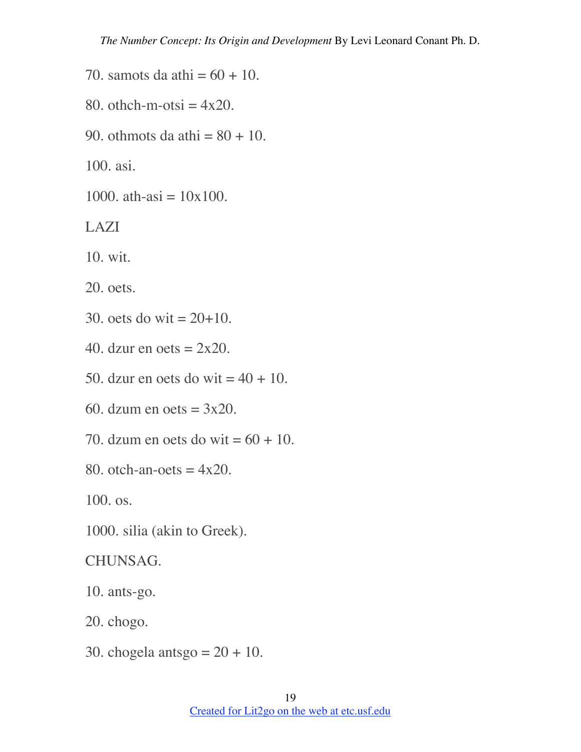70. samots da athi = 60 + 10.

80. othch-m-otsi = 4x20.

90. othmots da athi = 80 + 10.

100. asi.

1000. ath-asi = 10x100.

LAZI

10. wit.

20. oets.

30. oets do wit = 20+10.

40. dzur en oets = 2x20.

50. dzur en oets do wit = 40 + 10.

60. dzum en oets = 3x20.

70. dzum en oets do wit = 60 + 10.

80. otch-an-oets = 4x20.

100. os.

1000. silia (akin to Greek).

CHUNSAG.

10. ants-go.

20. chogo.

30. chogela antsgo = 20 + 10.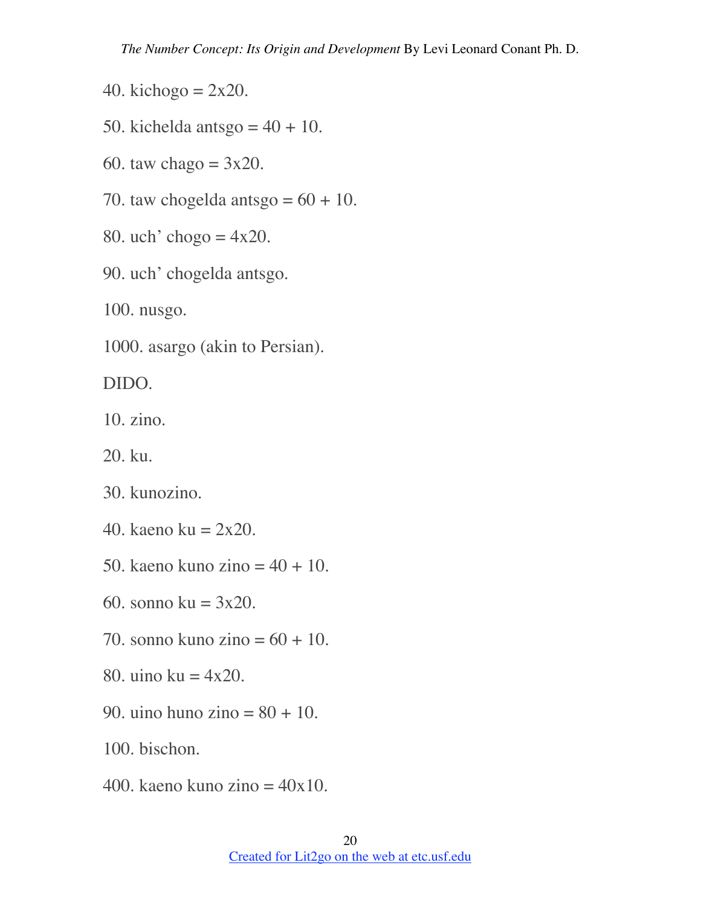40. kichogo = 2x20.

50. kichelda antsgo = 40 + 10.

60. taw chago = 3x20.

70. taw chogelda antsgo = 60 + 10.

80. uch’ chogo = 4x20.

90. uch’ chogelda antsgo.

100. nusgo.

1000. asargo (akin to Persian).

DIDO.

10. zino.

20. ku.

30. kunozino.

40. kaeno ku = 2x20.

50. kaeno kuno zino = 40 + 10.

60. sonno ku = 3x20.

70. sonno kuno zino = 60 + 10.

80. uino ku = 4x20.

90. uino huno zino = 80 + 10.

100. bischon.

400. kaeno kuno zino = 40x10.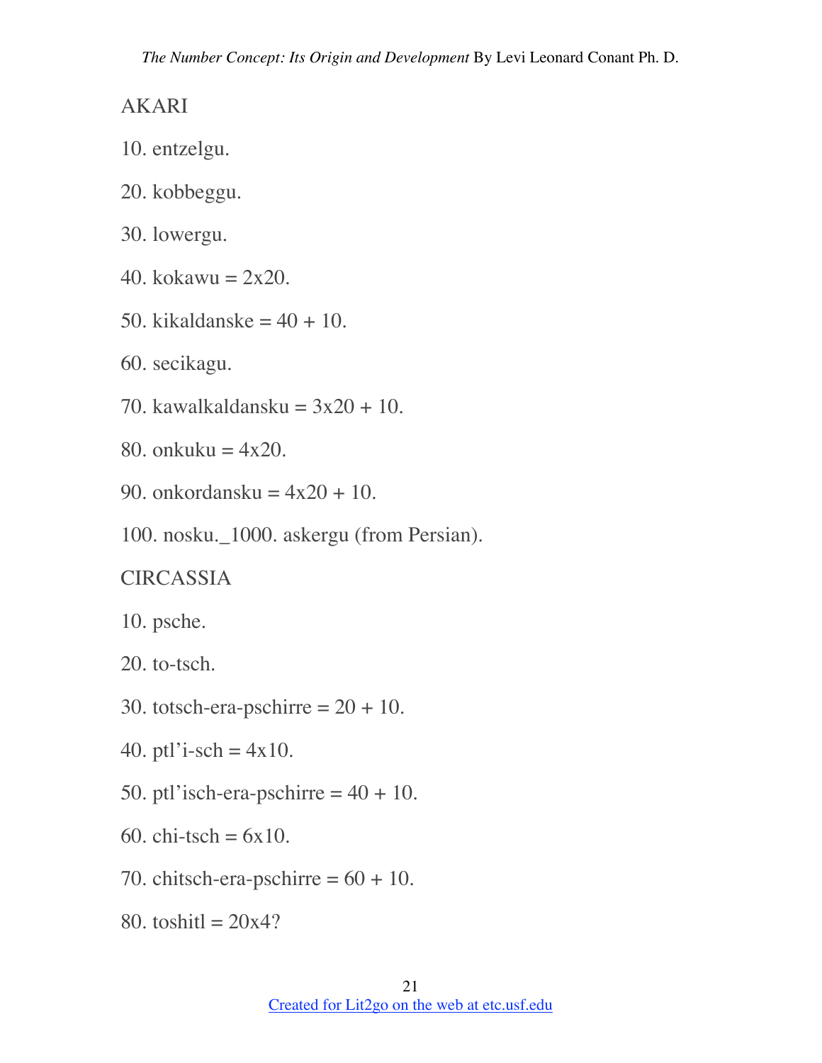AKARI

10. entzelgu.

20. kobbeggu.

30. lowergu.

40. kokawu = 2x20.

50. kikaldanske = 40 + 10.

60. secikagu.

70. kawalkaldansku = 3x20 + 10.

80. onkuku = 4x20.

90. onkordansku = 4x20 + 10.

100. nosku._1000. askergu (from Persian).

CIRCASSIA

10. psche.

20. to-tsch.

30. totsch-era-pschirre = 20 + 10.

40. ptl'i-sch = 4x10.

50. ptl'isch-era-pschirre = 40 + 10.

60. chi-tsch = 6x10.

70. chitsch-era-pschirre = 60 + 10.

80. toshitl = 20x4?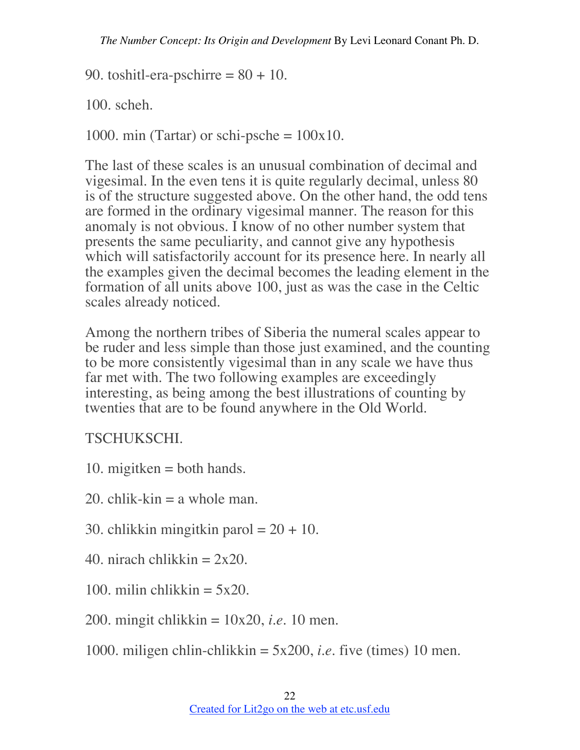90. toshitl-era-pschirre = 80 + 10.

100. scheh.

1000. min (Tartar) or schi-psche = 100x10.

The last of these scales is an unusual combination of decimal and vigesimal. In the even tens it is quite regularly decimal, unless 80 is of the structure suggested above. On the other hand, the odd tens are formed in the ordinary vigesimal manner. The reason for this anomaly is not obvious. I know of no other number system that presents the same peculiarity, and cannot give any hypothesis which will satisfactorily account for its presence here. In nearly all the examples given the decimal becomes the leading element in the formation of all units above 100, just as was the case in the Celtic scales already noticed.

Among the northern tribes of Siberia the numeral scales appear to be ruder and less simple than those just examined, and the counting to be more consistently vigesimal than in any scale we have thus far met with. The two following examples are exceedingly interesting, as being among the best illustrations of counting by twenties that are to be found anywhere in the Old World.

TSCHUKSCHI.

10. migitken = both hands.

20. chlik-kin = a whole man.

30. chlikkin mingitkin parol = 20 + 10.

40. nirach chlikkin = 2x20.

100. milin chlikkin = 5x20.

200. mingit chlikkin = 10x20, *i.e.* 10 men.

1000. miligen chlin-chlikkin = 5x200, *i.e.* five (times) 10 men.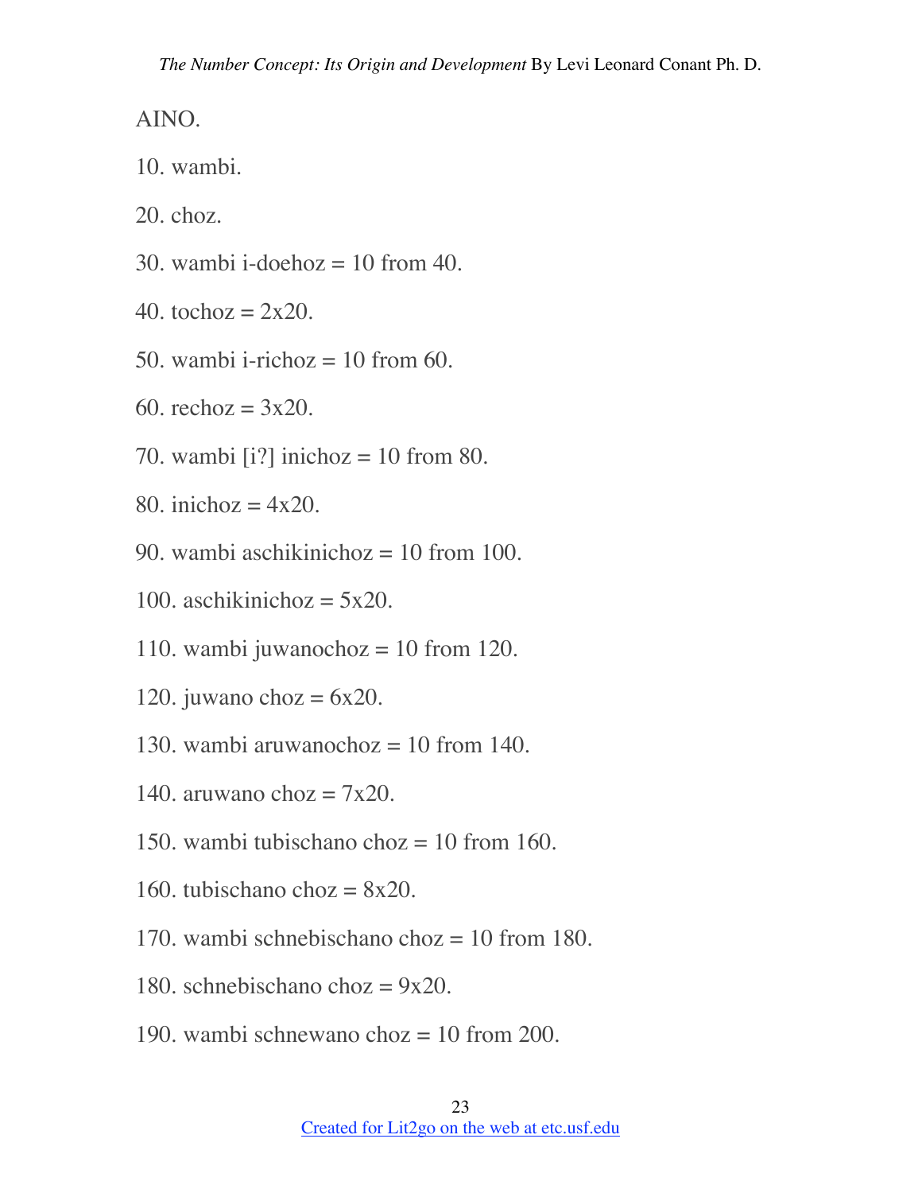AINO.

10. wambi.

20. choz.

30. wambi i-doehoz = 10 from 40.

40. tochoz = 2x20.

50. wambi i-richoz = 10 from 60.

60. rechoz = 3x20.

70. wambi [i?] inichoz = 10 from 80.

80. inichoz = 4x20.

90. wambi aschikinichoz = 10 from 100.

100. aschikinichoz = 5x20.

110. wambi juwanochoz = 10 from 120.

120. juwano choz = 6x20.

130. wambi aruwanochoz = 10 from 140.

140. aruwano choz = 7x20.

150. wambi tubischano choz = 10 from 160.

160. tubischano choz = 8x20.

170. wambi schnebischano choz = 10 from 180.

180. schnebischano choz = 9x20.

190. wambi schnewano choz = 10 from 200.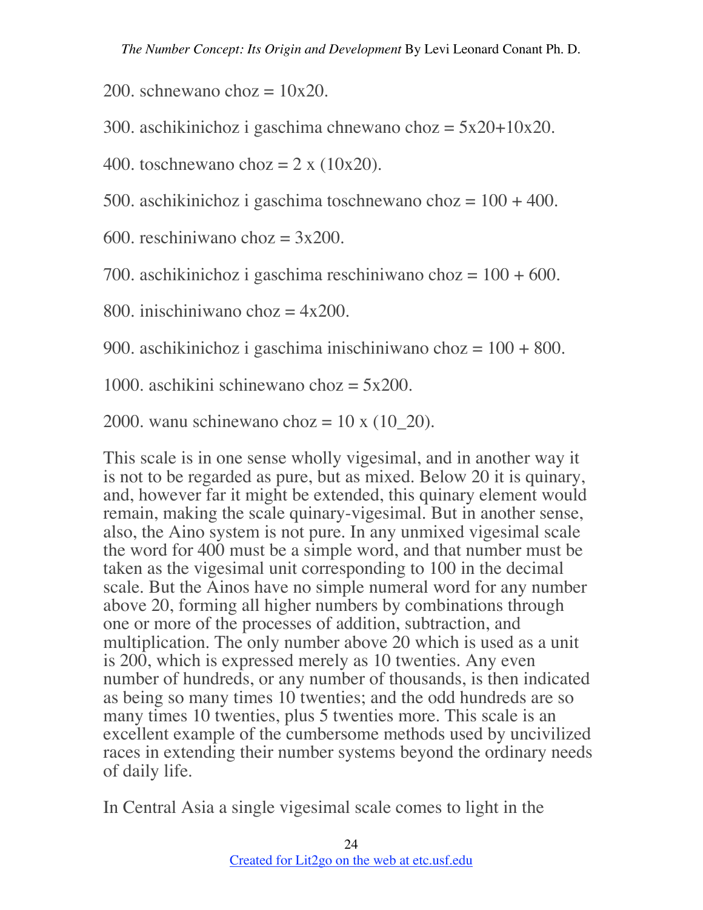200. schnewano choz = 10x20.

300. aschikinichoz i gaschima chnewano choz = 5x20+10x20.

400. toschnewano choz = 2 x (10x20).

500. aschikinichoz i gaschima toschnewano choz = 100 + 400.

600. reschiniwano choz = 3x200.

700. aschikinichoz i gaschima reschiniwano choz = 100 + 600.

800. inischiniwano choz = 4x200.

900. aschikinichoz i gaschima inischiniwano choz = 100 + 800.

1000. aschikini schinewano choz = 5x200.

2000. wanu schinewano choz = 10 x (10_20).

This scale is in one sense wholly vigesimal, and in another way it is not to be regarded as pure, but as mixed. Below 20 it is quinary, and, however far it might be extended, this quinary element would remain, making the scale quinary-vigesimal. But in another sense, also, the Aino system is not pure. In any unmixed vigesimal scale the word for 400 must be a simple word, and that number must be taken as the vigesimal unit corresponding to 100 in the decimal scale. But the Ainos have no simple numeral word for any number above 20, forming all higher numbers by combinations through one or more of the processes of addition, subtraction, and multiplication. The only number above 20 which is used as a unit is 200, which is expressed merely as 10 twenties. Any even number of hundreds, or any number of thousands, is then indicated as being so many times 10 twenties; and the odd hundreds are so many times 10 twenties, plus 5 twenties more. This scale is an excellent example of the cumbersome methods used by uncivilized races in extending their number systems beyond the ordinary needs of daily life.

In Central Asia a single vigesimal scale comes to light in the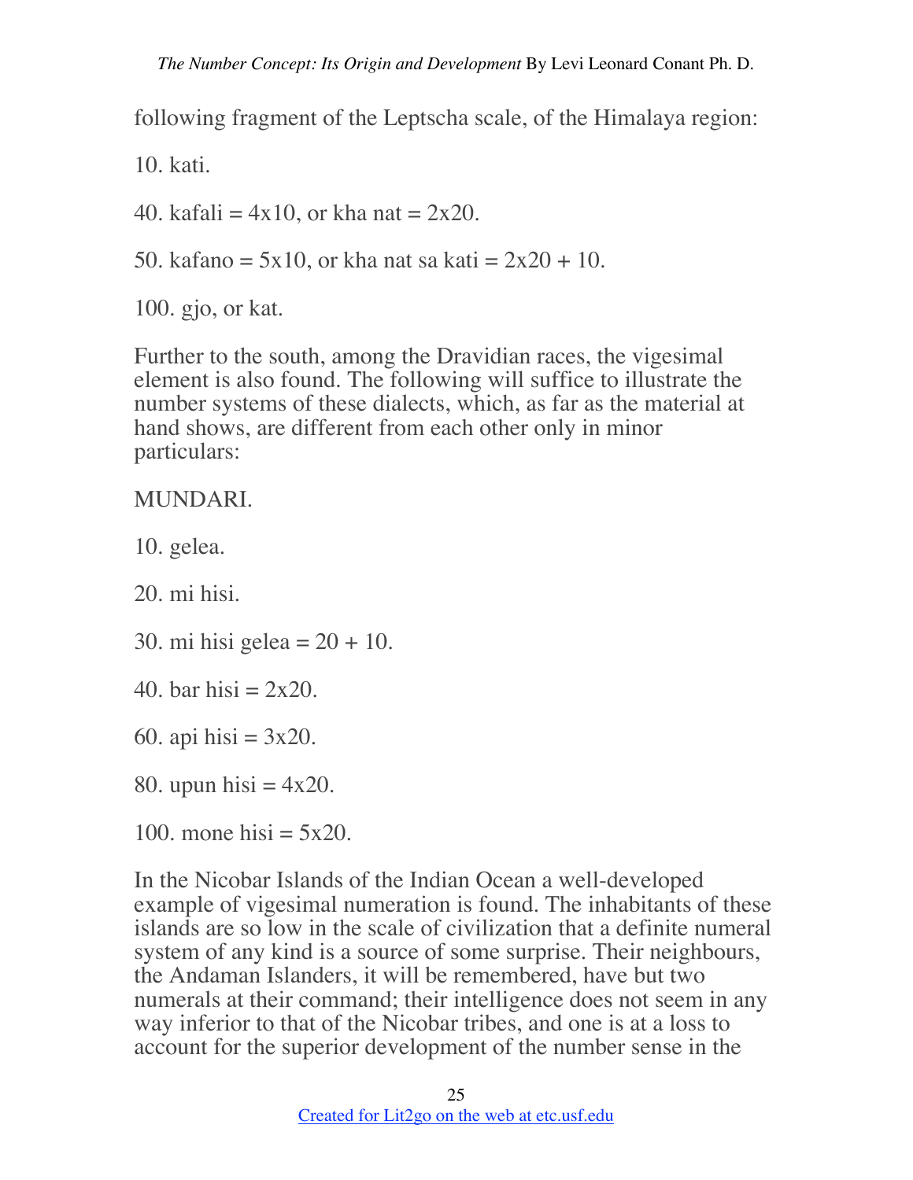following fragment of the Leptscha scale, of the Himalaya region:

10. kati.

40. kafali = 4x10, or kha nat = 2x20.

50. kafano = 5x10, or kha nat sa kati = 2x20 + 10.

100. gjo, or kat.

Further to the south, among the Dravidian races, the vigesimal element is also found. The following will suffice to illustrate the number systems of these dialects, which, as far as the material at hand shows, are different from each other only in minor particulars:

MUNDARI.

10. gelea.

20. mi hisi.

30. mi hisi gelea = 20 + 10.

40. bar hisi = 2x20.

60. api hisi = 3x20.

80. upun hisi = 4x20.

100. mone hisi = 5x20.

In the Nicobar Islands of the Indian Ocean a well-developed example of vigesimal numeration is found. The inhabitants of these islands are so low in the scale of civilization that a definite numeral system of any kind is a source of some surprise. Their neighbours, the Andaman Islanders, it will be remembered, have but two numerals at their command; their intelligence does not seem in any way inferior to that of the Nicobar tribes, and one is at a loss to account for the superior development of the number sense in the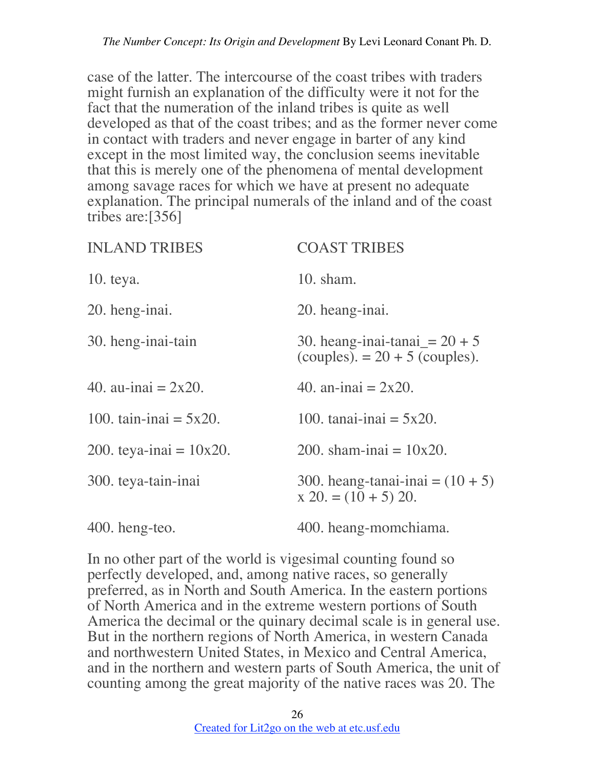case of the latter. The intercourse of the coast tribes with traders might furnish an explanation of the difficulty were it not for the fact that the numeration of the inland tribes is quite as well developed as that of the coast tribes; and as the former never come in contact with traders and never engage in barter of any kind except in the most limited way, the conclusion seems inevitable that this is merely one of the phenomena of mental development among savage races for which we have at present no adequate explanation. The principal numerals of the inland and of the coast tribes are:[356]

| INLAND TRIBES | COAST TRIBES |
|---|---|
| 10. teya. | 10. sham. |
| 20. heng-inai. | 20. heang-inai. |
| 30. heng-inai-tain | 30. heang-inai-tanai_= 20 + 5 (couples). = 20 + 5 (couples). |
| 40. au-inai = 2x20. | 40. an-inai = 2x20. |
| 100. tain-inai = 5x20. | 100. tanai-inai = 5x20. |
| 200. teya-inai = 10x20. | 200. sham-inai = 10x20. |
| 300. teya-tain-inai | 300. heang-tanai-inai = (10 + 5) x 20. = (10 + 5) 20. |
| 400. heng-teo. | 400. heang-momchiama. |

In no other part of the world is vigesimal counting found so perfectly developed, and, among native races, so generally preferred, as in North and South America. In the eastern portions of North America and in the extreme western portions of South America the decimal or the quinary decimal scale is in general use. But in the northern regions of North America, in western Canada and northwestern United States, in Mexico and Central America, and in the northern and western parts of South America, the unit of counting among the great majority of the native races was 20. The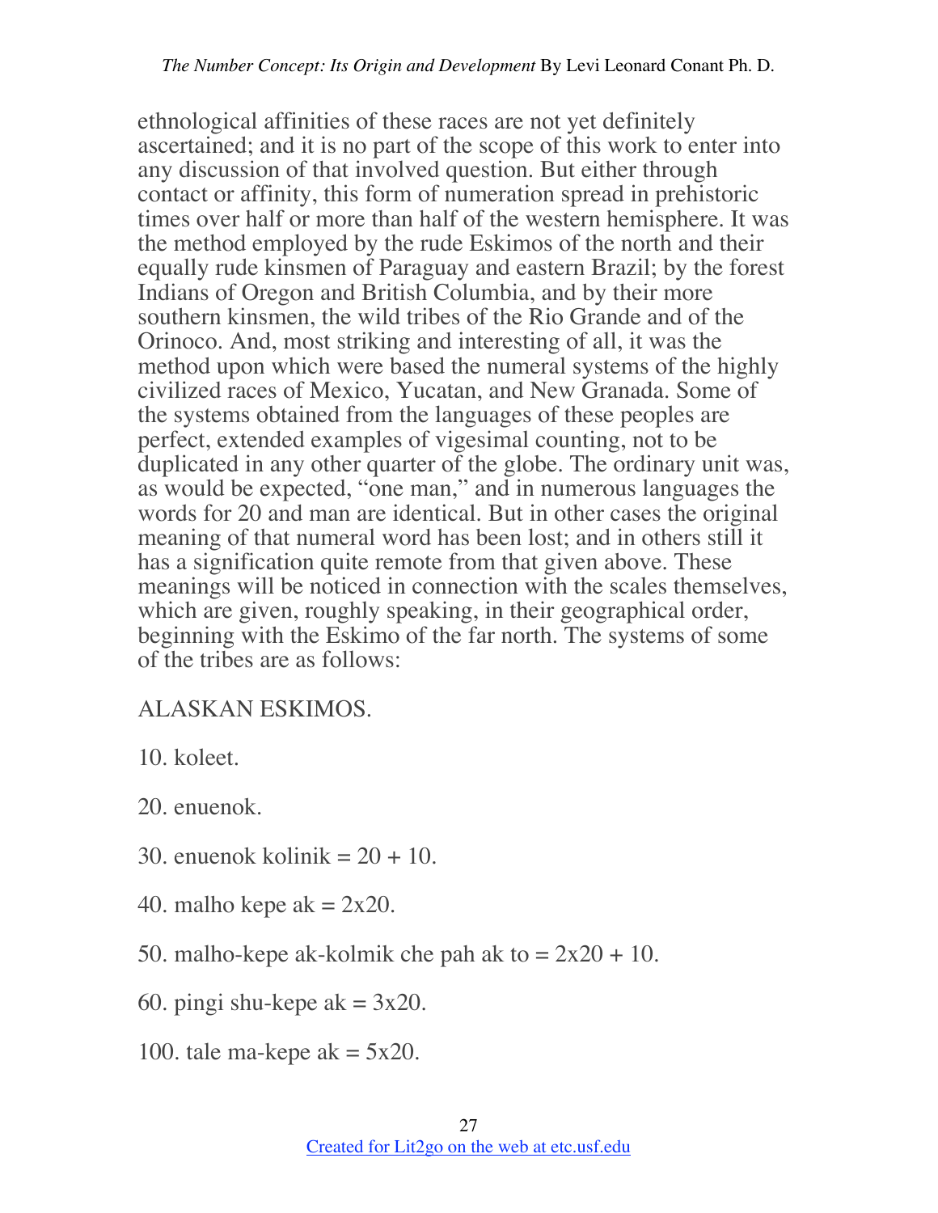ethnological affinities of these races are not yet definitely ascertained; and it is no part of the scope of this work to enter into any discussion of that involved question. But either through contact or affinity, this form of numeration spread in prehistoric times over half or more than half of the western hemisphere. It was the method employed by the rude Eskimos of the north and their equally rude kinsmen of Paraguay and eastern Brazil; by the forest Indians of Oregon and British Columbia, and by their more southern kinsmen, the wild tribes of the Rio Grande and of the Orinoco. And, most striking and interesting of all, it was the method upon which were based the numeral systems of the highly civilized races of Mexico, Yucatan, and New Granada. Some of the systems obtained from the languages of these peoples are perfect, extended examples of vigesimal counting, not to be duplicated in any other quarter of the globe. The ordinary unit was, as would be expected, "one man," and in numerous languages the words for 20 and man are identical. But in other cases the original meaning of that numeral word has been lost; and in others still it has a signification quite remote from that given above. These meanings will be noticed in connection with the scales themselves, which are given, roughly speaking, in their geographical order, beginning with the Eskimo of the far north. The systems of some of the tribes are as follows:

ALASKAN ESKIMOS.

10. koleet.

20. enuenok.

30. enuenok kolinik = 20 + 10.

40. malho kepe ak = 2x20.

50. malho-kepe ak-kolmik che pah ak to = 2x20 + 10.

60. pingi shu-kepe ak = 3x20.

100. tale ma-kepe ak = 5x20.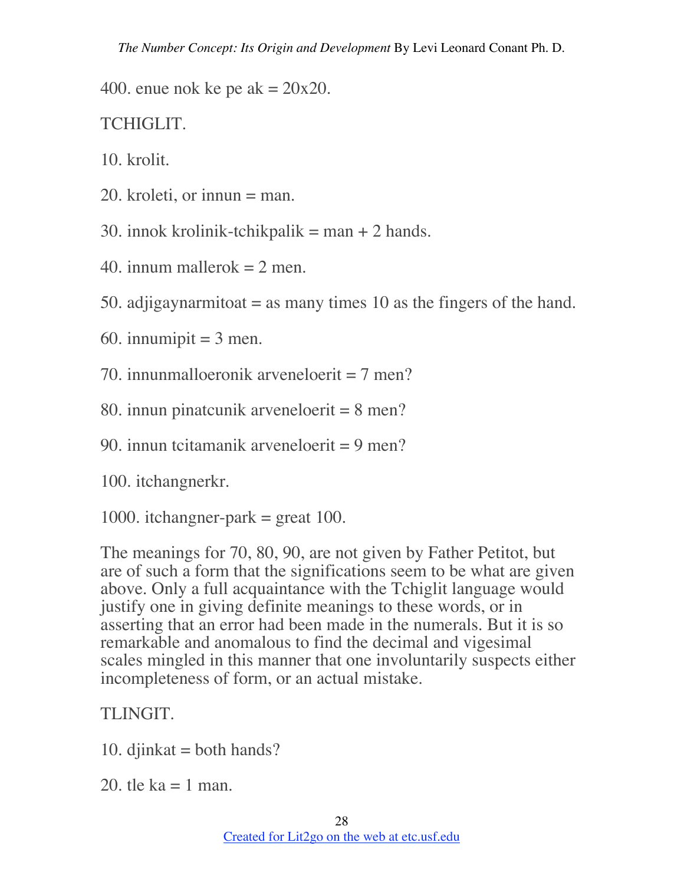400. enue nok ke pe ak = 20x20.

TCHIGLIT.

10. krolit.

20. kroleti, or innun = man.

30. innok krolinik-tchikpalik = man + 2 hands.

40. innum mallerok = 2 men.

50. adjigaynarmitoat = as many times 10 as the fingers of the hand.

60. innumipit = 3 men.

70. innunmalloeronik arveneloerit = 7 men?

80. innun pinatcunik arveneloerit = 8 men?

90. innun tcitamanik arveneloerit = 9 men?

100. itchangnerkr.

1000. itchangner-park = great 100.

The meanings for 70, 80, 90, are not given by Father Petitot, but are of such a form that the significations seem to be what are given above. Only a full acquaintance with the Tchiglit language would justify one in giving definite meanings to these words, or in asserting that an error had been made in the numerals. But it is so remarkable and anomalous to find the decimal and vigesimal scales mingled in this manner that one involuntarily suspects either incompleteness of form, or an actual mistake.

TLINGIT.

10. djinkat = both hands?

20. tle ka = 1 man.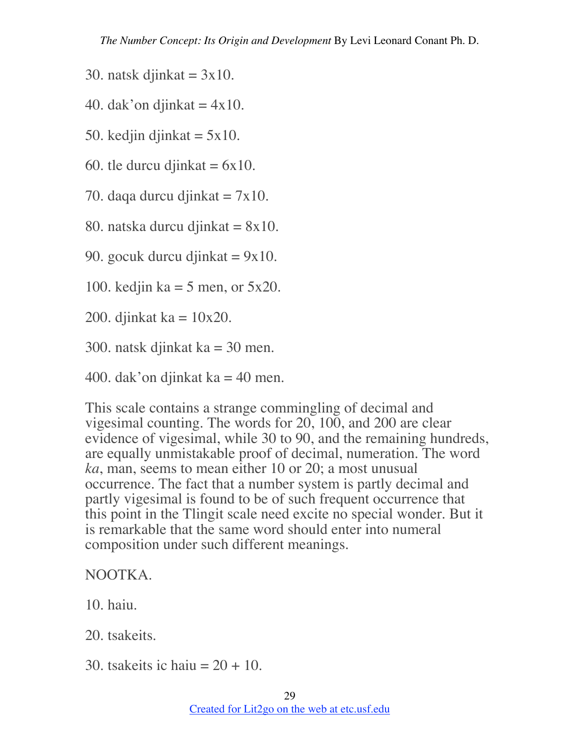30. natsk djinkat = 3x10.

40. dak'on djinkat = 4x10.

50. kedjin djinkat = 5x10.

60. tle durcu djinkat = 6x10.

70. daqa durcu djinkat = 7x10.

80. natska durcu djinkat = 8x10.

90. gocuk durcu djinkat = 9x10.

100. kedjin ka = 5 men, or 5x20.

200. djinkat ka = 10x20.

300. natsk djinkat ka = 30 men.

400. dak'on djinkat ka = 40 men.

This scale contains a strange commingling of decimal and vigesimal counting. The words for 20, 100, and 200 are clear evidence of vigesimal, while 30 to 90, and the remaining hundreds, are equally unmistakable proof of decimal, numeration. The word *ka*, man, seems to mean either 10 or 20; a most unusual occurrence. The fact that a number system is partly decimal and partly vigesimal is found to be of such frequent occurrence that this point in the Tlingit scale need excite no special wonder. But it is remarkable that the same word should enter into numeral composition under such different meanings.

NOOTKA.

10. haiu.

20. tsakeits.

30. tsakeits ic haiu = 20 + 10.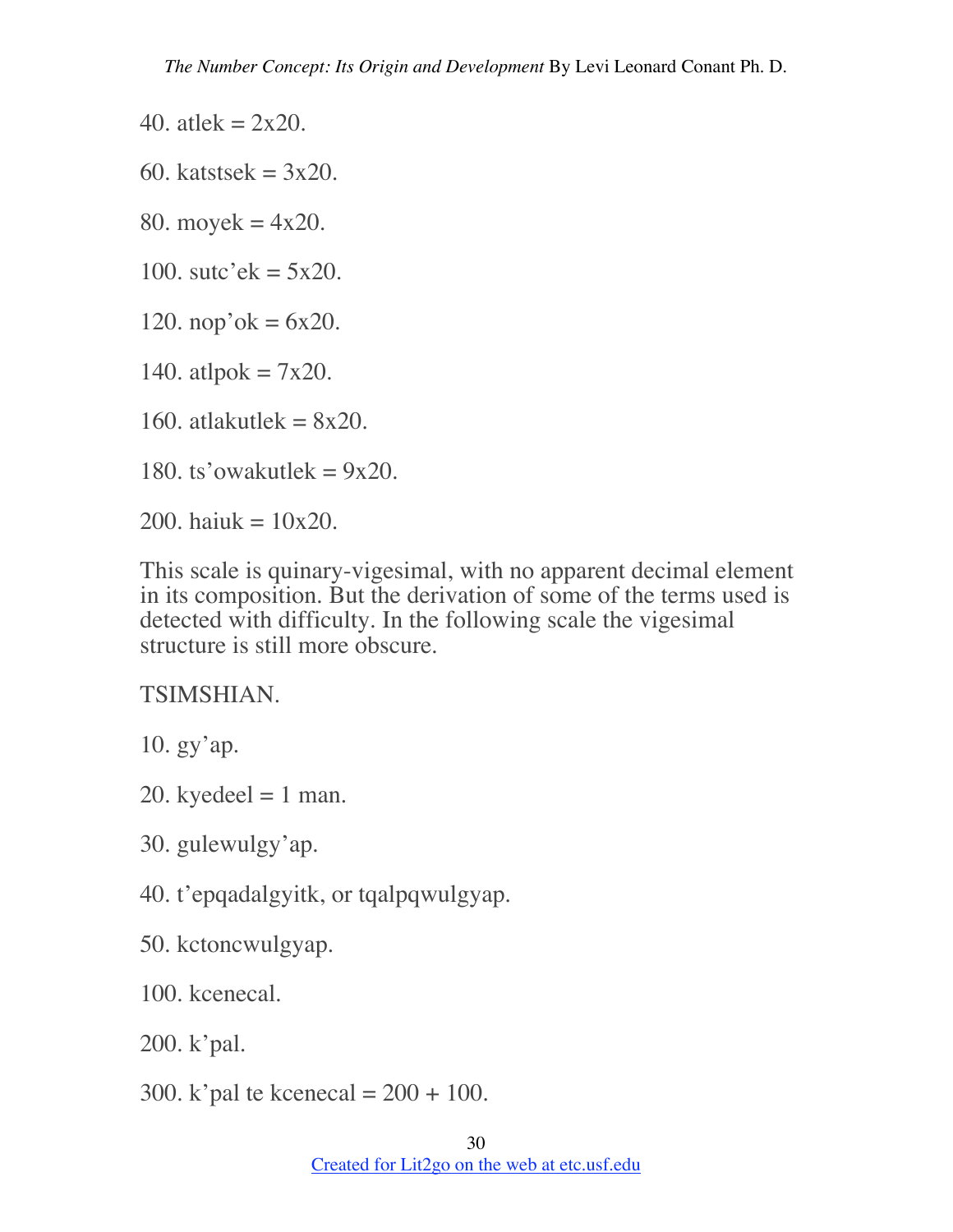40. atlek = 2x20.

60. katstsek = 3x20.

80. moyek = 4x20.

100. sutc'ek = 5x20.

120. nop'ok = 6x20.

140. atlpok = 7x20.

160. atlakutlek = 8x20.

180. ts'owakutlek = 9x20.

200. haiuk = 10x20.

This scale is quinary-vigesimal, with no apparent decimal element in its composition. But the derivation of some of the terms used is detected with difficulty. In the following scale the vigesimal structure is still more obscure.

TSIMSHIAN.

10. gy'ap.

20. kyedeel = 1 man.

30. gulewulgy'ap.

40. t'epqadalgyitk, or tqalpqwulgyap.

50. kctoncwulgyap.

100. kcenecal.

200. k'pal.

300. k'pal te kcenecal = 200 + 100.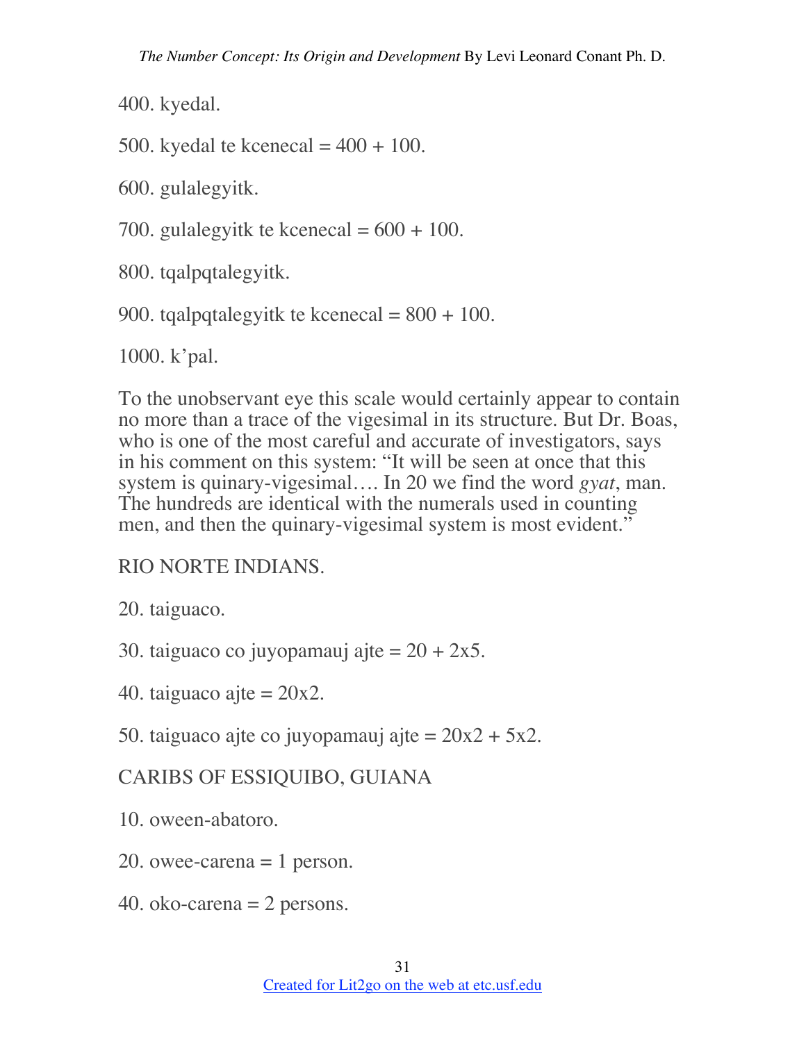400. kyedal.

500. kyedal te kcenecal = 400 + 100.

600. gulalegyitk.

700. gulalegyitk te kcenecal = 600 + 100.

800. tqalpqtalegyitk.

900. tqalpqtalegyitk te kcenecal = 800 + 100.

1000. k'pal.

To the unobservant eye this scale would certainly appear to contain no more than a trace of the vigesimal in its structure. But Dr. Boas, who is one of the most careful and accurate of investigators, says in his comment on this system: "It will be seen at once that this system is quinary-vigesimal…. In 20 we find the word *gyat*, man. The hundreds are identical with the numerals used in counting men, and then the quinary-vigesimal system is most evident."

RIO NORTE INDIANS.

20. taiguaco.

30. taiguaco co juyopamauj ajte = 20 + 2x5.

40. taiguaco ajte = 20x2.

50. taiguaco ajte co juyopamauj ajte = 20x2 + 5x2.

CARIBS OF ESSIQUIBO, GUIANA

10. oween-abatoro.

20. owee-carena = 1 person.

40. oko-carena = 2 persons.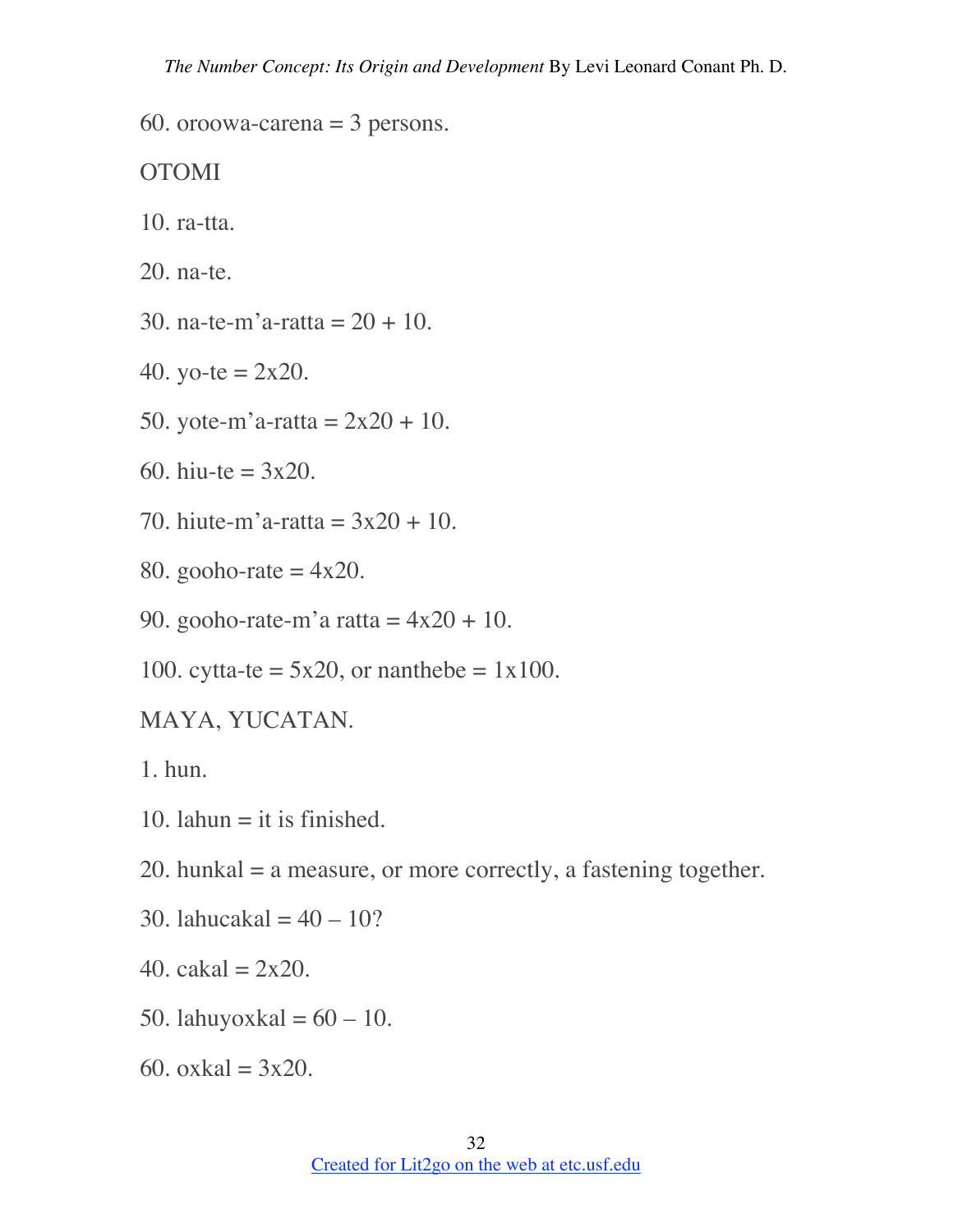60. oroowa-carena = 3 persons.

OTOMI

10. ra-tta.

20. na-te.

30. na-te-m’a-ratta = 20 + 10.

40. yo-te = 2x20.

50. yote-m’a-ratta = 2x20 + 10.

60. hiu-te = 3x20.

70. hiute-m’a-ratta = 3x20 + 10.

80. gooho-rate = 4x20.

90. gooho-rate-m’a ratta = 4x20 + 10.

100. cytta-te = 5x20, or nanthebe = 1x100.

MAYA, YUCATAN.

1. hun.

10. lahun = it is finished.

20. hunkal = a measure, or more correctly, a fastening together.

30. lahucakal = 40 – 10?

40. cakal = 2x20.

50. lahuyoxkal = 60 – 10.

60. oxkal = 3x20.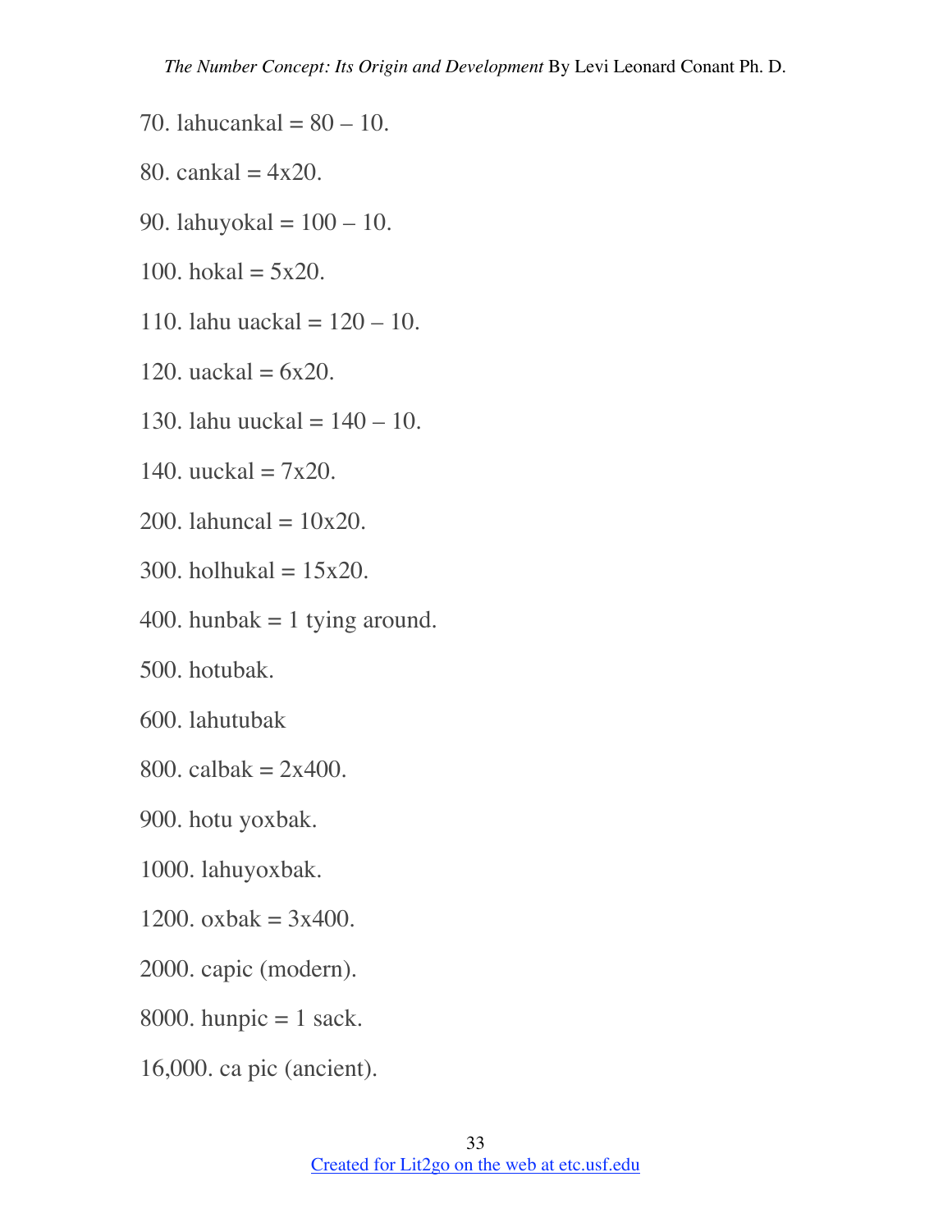70. lahucankal = 80 – 10.

80. cankal = 4x20.

90. lahuyokal = 100 – 10.

100. hokal = 5x20.

110. lahu uackal = 120 – 10.

120. uackal = 6x20.

130. lahu uuckal = 140 – 10.

140. uuckal = 7x20.

200. lahuncal = 10x20.

300. holhukal = 15x20.

400. hunbak = 1 tying around.

500. hotubak.

600. lahutubak

800. calbak = 2x400.

900. hotu yoxbak.

1000. lahuyoxbak.

1200. oxbak = 3x400.

2000. capic (modern).

8000. hunpic = 1 sack.

16,000. ca pic (ancient).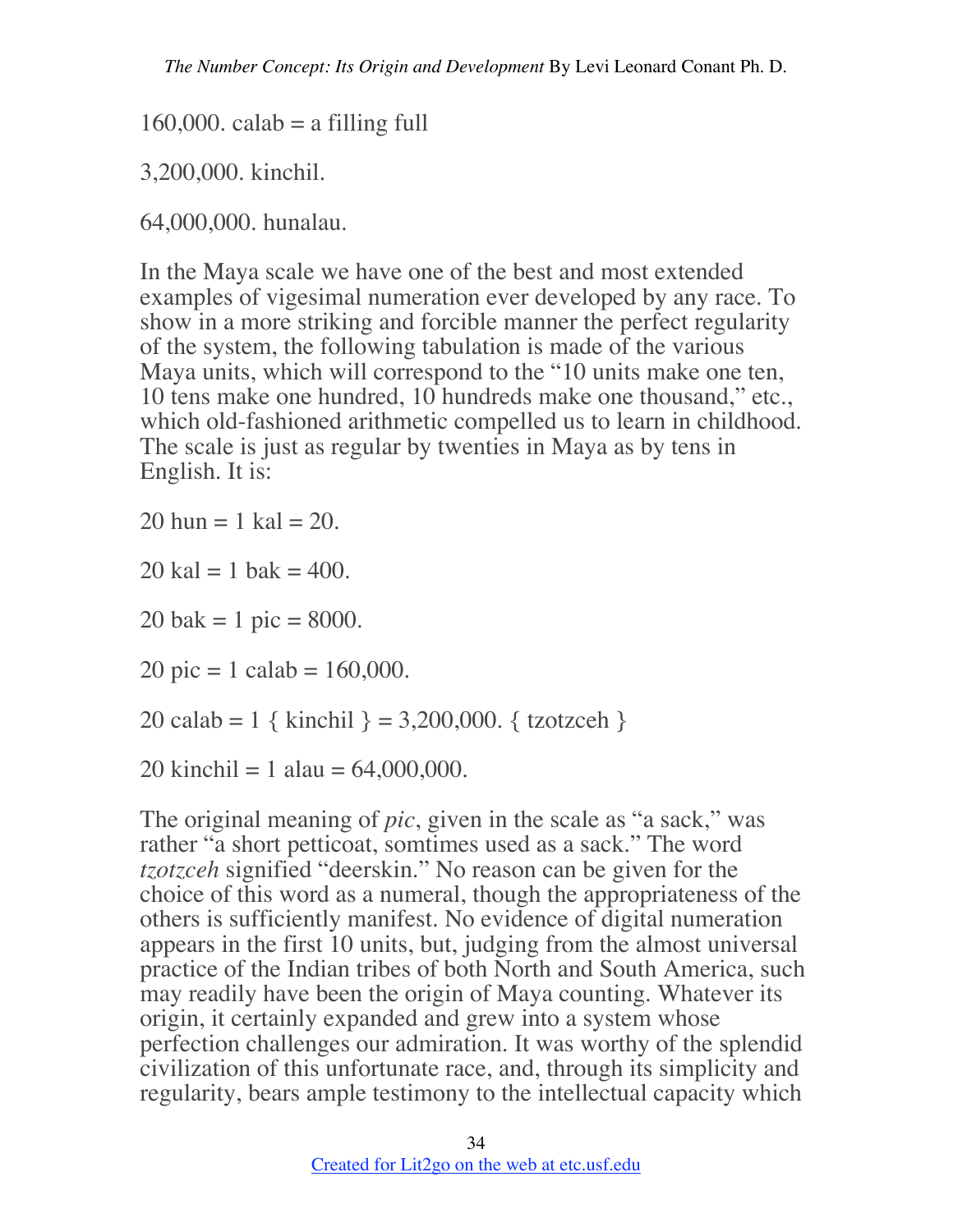160,000. calab = a filling full

3,200,000. kinchil.

64,000,000. hunalau.

In the Maya scale we have one of the best and most extended examples of vigesimal numeration ever developed by any race. To show in a more striking and forcible manner the perfect regularity of the system, the following tabulation is made of the various Maya units, which will correspond to the "10 units make one ten, 10 tens make one hundred, 10 hundreds make one thousand," etc., which old-fashioned arithmetic compelled us to learn in childhood. The scale is just as regular by twenties in Maya as by tens in English. It is:

20 hun = 1 kal = 20.

20 kal = 1 bak = 400.

20 bak = 1 pic = 8000.

20 pic = 1 calab = 160,000.

20 calab = 1 { kinchil } = 3,200,000. { tzotzceh }

20 kinchil = 1 alau = 64,000,000.

The original meaning of *pic*, given in the scale as "a sack," was rather "a short petticoat, somtimes used as a sack." The word *tzotzceh* signified "deerskin." No reason can be given for the choice of this word as a numeral, though the appropriateness of the others is sufficiently manifest. No evidence of digital numeration appears in the first 10 units, but, judging from the almost universal practice of the Indian tribes of both North and South America, such may readily have been the origin of Maya counting. Whatever its origin, it certainly expanded and grew into a system whose perfection challenges our admiration. It was worthy of the splendid civilization of this unfortunate race, and, through its simplicity and regularity, bears ample testimony to the intellectual capacity which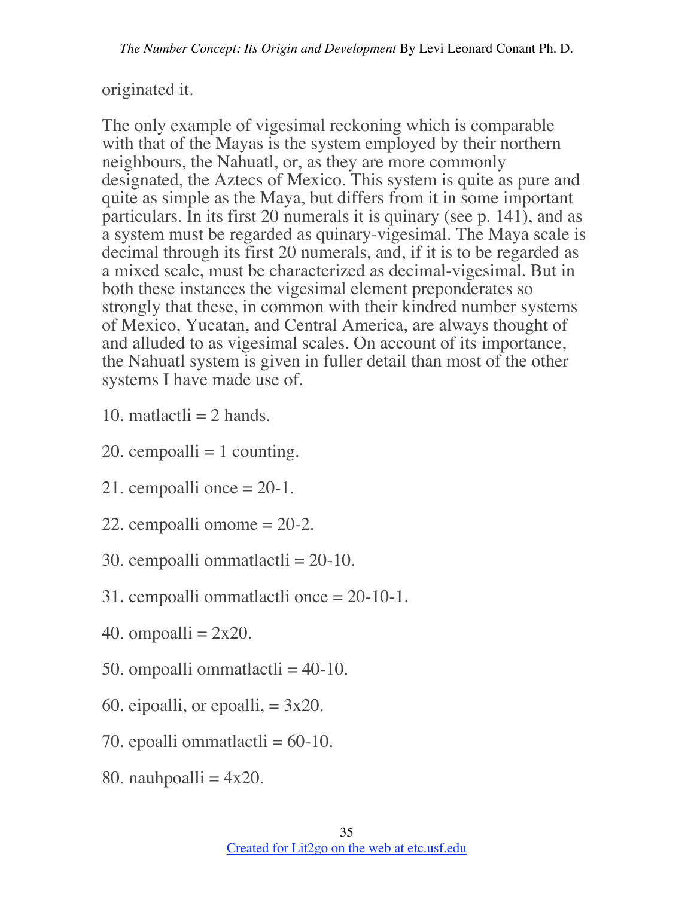originated it.

The only example of vigesimal reckoning which is comparable with that of the Mayas is the system employed by their northern neighbours, the Nahuatl, or, as they are more commonly designated, the Aztecs of Mexico. This system is quite as pure and quite as simple as the Maya, but differs from it in some important particulars. In its first 20 numerals it is quinary (see p. 141), and as a system must be regarded as quinary-vigesimal. The Maya scale is decimal through its first 20 numerals, and, if it is to be regarded as a mixed scale, must be characterized as decimal-vigesimal. But in both these instances the vigesimal element preponderates so strongly that these, in common with their kindred number systems of Mexico, Yucatan, and Central America, are always thought of and alluded to as vigesimal scales. On account of its importance, the Nahuatl system is given in fuller detail than most of the other systems I have made use of.

10. matlactli = 2 hands.

20. cempoalli = 1 counting.

21. cempoalli once = 20-1.

22. cempoalli omome = 20-2.

30. cempoalli ommatlactli = 20-10.

31. cempoalli ommatlactli once = 20-10-1.

40. ompoalli = 2x20.

50. ompoalli ommatlactli = 40-10.

60. eipoalli, or epoalli, = 3x20.

70. epoalli ommatlactli = 60-10.

80. nauhpoalli = 4x20.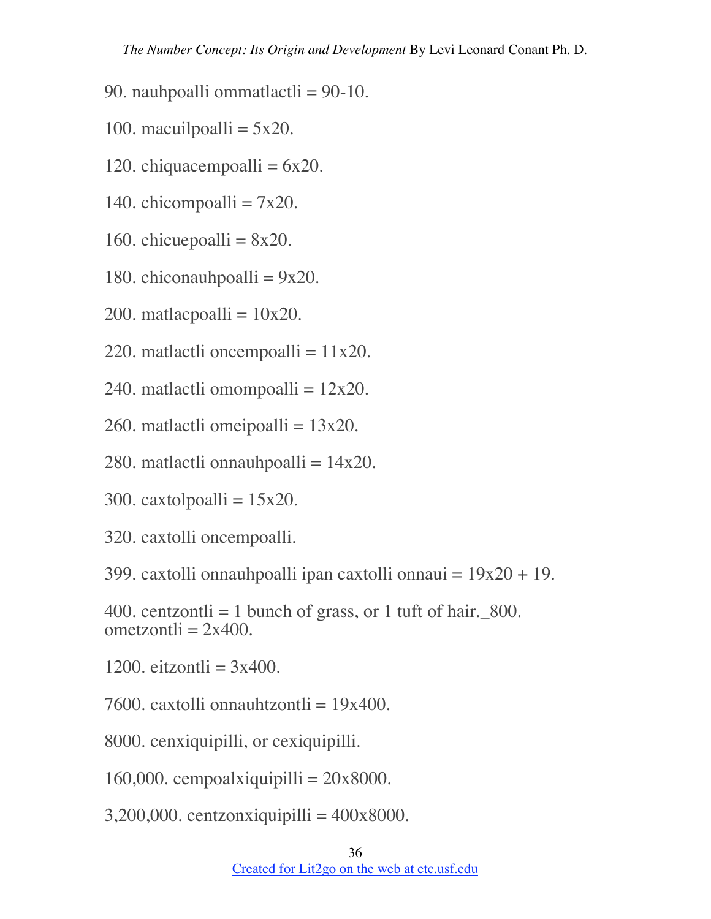90. nauhpoalli ommatlactli = 90-10.

100. macuilpoalli = 5x20.

120. chiquacempoalli = 6x20.

140. chicompoalli = 7x20.

160. chicuepoalli = 8x20.

180. chiconauhpoalli = 9x20.

200. matlacpoalli = 10x20.

220. matlactli oncempoalli = 11x20.

240. matlactli omompoalli = 12x20.

260. matlactli omeipoalli = 13x20.

280. matlactli onnauhpoalli = 14x20.

300. caxtolpoalli = 15x20.

320. caxtolli oncempoalli.

399. caxtolli onnauhpoalli ipan caxtolli onnaui = 19x20 + 19.

400. centzontli = 1 bunch of grass, or 1 tuft of hair._800. ometzontli = 2x400.

1200. eitzontli = 3x400.

7600. caxtolli onnauhtzontli = 19x400.

8000. cenxiquipilli, or cexiquipilli.

160,000. cempoalxiquipilli = 20x8000.

3,200,000. centzonxiquipilli = 400x8000.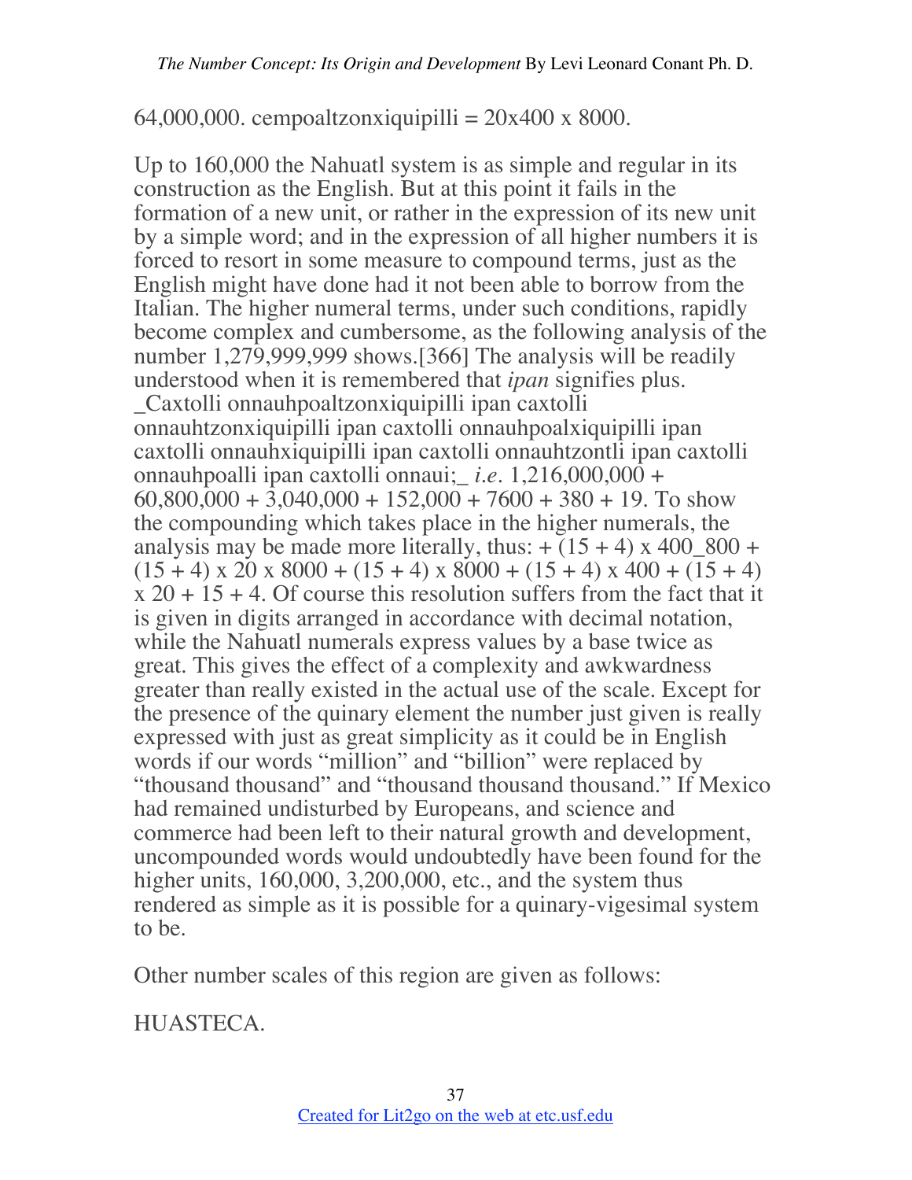64,000,000. cempoaltzonxiquipilli = 20x400 x 8000.

Up to 160,000 the Nahuatl system is as simple and regular in its construction as the English. But at this point it fails in the formation of a new unit, or rather in the expression of its new unit by a simple word; and in the expression of all higher numbers it is forced to resort in some measure to compound terms, just as the English might have done had it not been able to borrow from the Italian. The higher numeral terms, under such conditions, rapidly become complex and cumbersome, as the following analysis of the number 1,279,999,999 shows.[366] The analysis will be readily understood when it is remembered that *ipan* signifies plus. _Caxtolli onnauhpoaltzonxiquipilli ipan caxtolli onnauhtzonxiquipilli ipan caxtolli onnauhpoalxiquipilli ipan caxtolli onnauhxiquipilli ipan caxtolli onnauhtzontli ipan caxtolli onnauhpoalli ipan caxtolli onnaui;_ *i.e.* 1,216,000,000 + 60,800,000 + 3,040,000 + 152,000 + 7600 + 380 + 19. To show the compounding which takes place in the higher numerals, the analysis may be made more literally, thus: + (15 + 4) x 400_800 + (15 + 4) x 20 x 8000 + (15 + 4) x 8000 + (15 + 4) x 400 + (15 + 4) x 20 + 15 + 4. Of course this resolution suffers from the fact that it is given in digits arranged in accordance with decimal notation, while the Nahuatl numerals express values by a base twice as great. This gives the effect of a complexity and awkwardness greater than really existed in the actual use of the scale. Except for the presence of the quinary element the number just given is really expressed with just as great simplicity as it could be in English words if our words "million" and "billion" were replaced by "thousand thousand" and "thousand thousand thousand." If Mexico had remained undisturbed by Europeans, and science and commerce had been left to their natural growth and development, uncompounded words would undoubtedly have been found for the higher units, 160,000, 3,200,000, etc., and the system thus rendered as simple as it is possible for a quinary-vigesimal system to be.

Other number scales of this region are given as follows:

HUASTECA.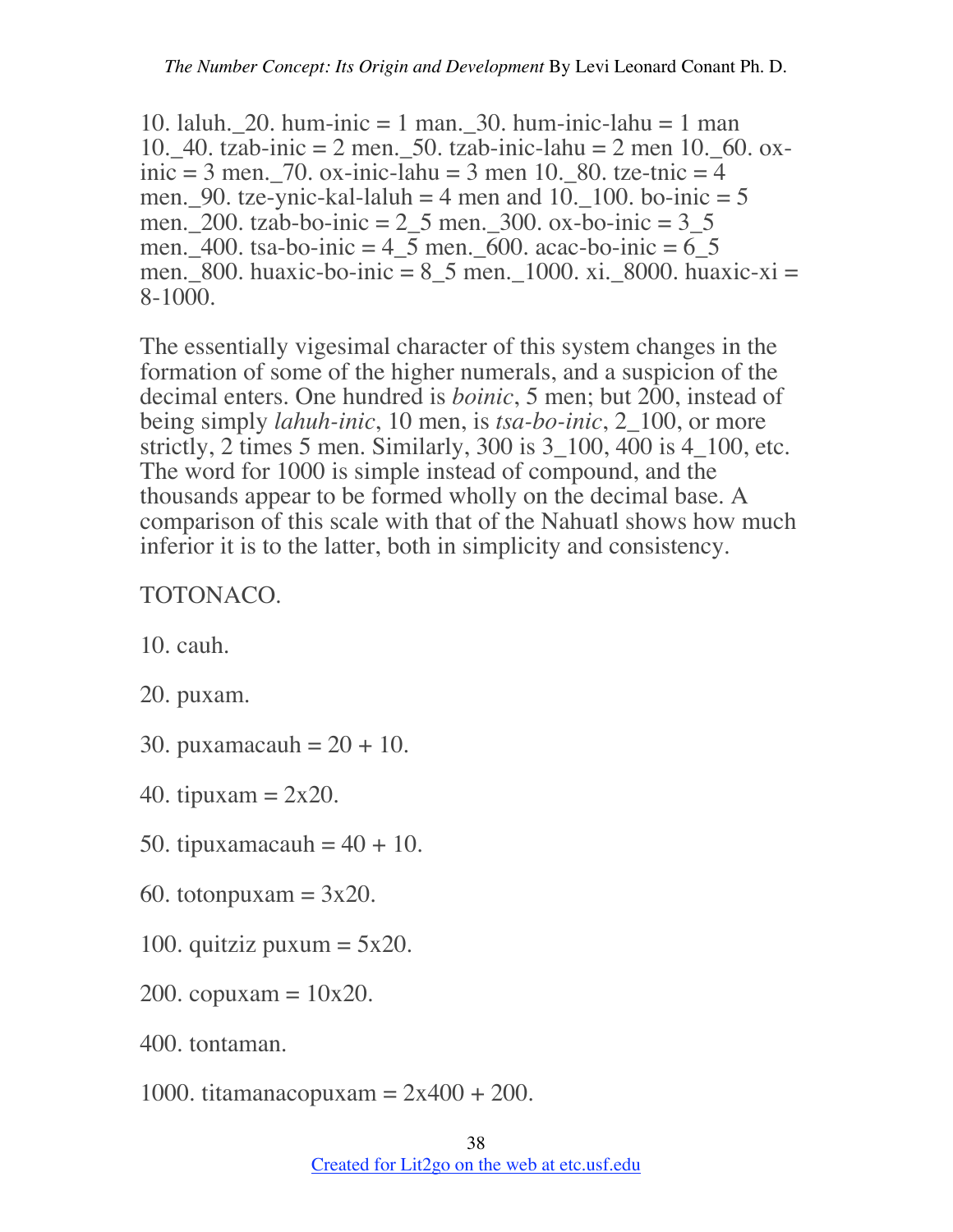10. laluh._20. hum-inic = 1 man._30. hum-inic-lahu = 1 man 10._40. tzab-inic = 2 men._50. tzab-inic-lahu = 2 men 10._60. ox-inic = 3 men._70. ox-inic-lahu = 3 men 10._80. tze-tnic = 4 men._90. tze-ynic-kal-laluh = 4 men and 10._100. bo-inic = 5 men._200. tzab-bo-inic = 2_5 men._300. ox-bo-inic = 3_5 men._400. tsa-bo-inic = 4_5 men._600. acac-bo-inic = 6_5 men._800. huaxic-bo-inic = 8_5 men._1000. xi._8000. huaxic-xi = 8-1000.

The essentially vigesimal character of this system changes in the formation of some of the higher numerals, and a suspicion of the decimal enters. One hundred is *boinic*, 5 men; but 200, instead of being simply *lahuh-inic*, 10 men, is *tsa-bo-inic*, 2_100, or more strictly, 2 times 5 men. Similarly, 300 is 3_100, 400 is 4_100, etc. The word for 1000 is simple instead of compound, and the thousands appear to be formed wholly on the decimal base. A comparison of this scale with that of the Nahuatl shows how much inferior it is to the latter, both in simplicity and consistency.

TOTONACO.

10. cauh.

20. puxam.

30. puxamacauh = 20 + 10.

40. tipuxam = 2x20.

50. tipuxamacauh = 40 + 10.

60. totonpuxam = 3x20.

100. quitziz puxum = 5x20.

200. copuxam = 10x20.

400. tontaman.

1000. titamanacopuxam = 2x400 + 200.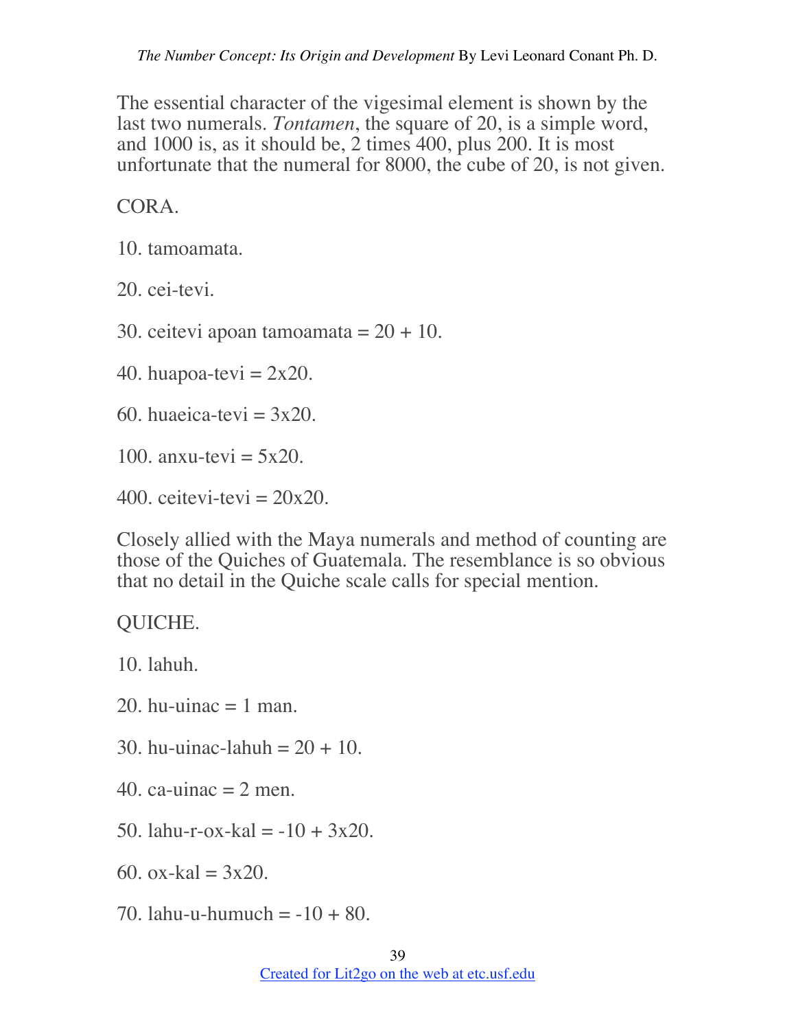The essential character of the vigesimal element is shown by the last two numerals. *Tontamen*, the square of 20, is a simple word, and 1000 is, as it should be, 2 times 400, plus 200. It is most unfortunate that the numeral for 8000, the cube of 20, is not given.

CORA.

10. tamoamata.

20. cei-tevi.

30. ceitevi apoan tamoamata = 20 + 10.

40. huapoa-tevi = 2x20.

60. huaeica-tevi = 3x20.

100. anxu-tevi = 5x20.

400. ceitevi-tevi = 20x20.

Closely allied with the Maya numerals and method of counting are those of the Quiches of Guatemala. The resemblance is so obvious that no detail in the Quiche scale calls for special mention.

QUICHE.

10. lahuh.

20. hu-uinac = 1 man.

30. hu-uinac-lahuh = 20 + 10.

40. ca-uinac = 2 men.

50. lahu-r-ox-kal = -10 + 3x20.

60. ox-kal = 3x20.

70. lahu-u-humuch = -10 + 80.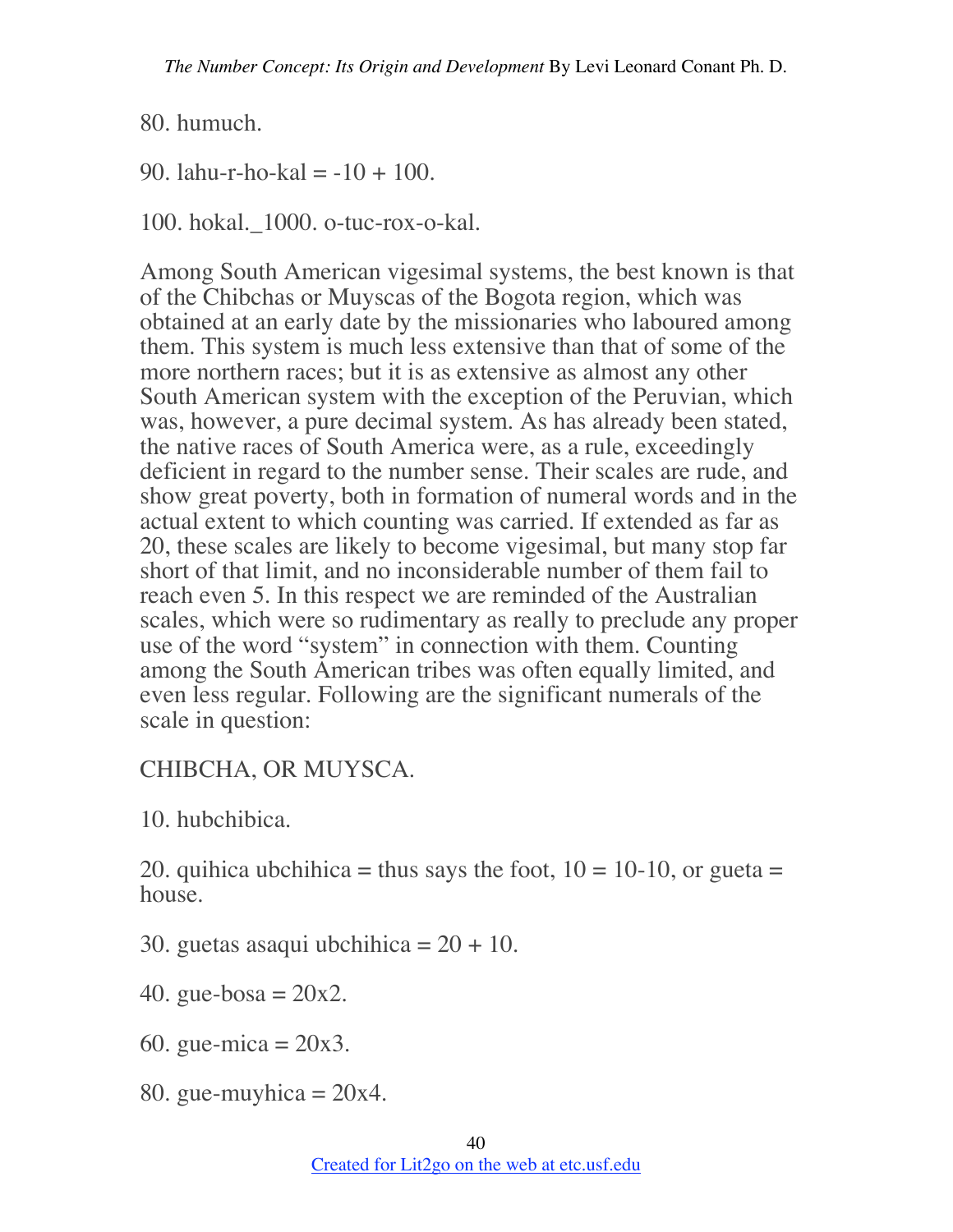80. humuch.

90. lahu-r-ho-kal = -10 + 100.

100. hokal._1000. o-tuc-rox-o-kal.

Among South American vigesimal systems, the best known is that of the Chibchas or Muyscas of the Bogota region, which was obtained at an early date by the missionaries who laboured among them. This system is much less extensive than that of some of the more northern races; but it is as extensive as almost any other South American system with the exception of the Peruvian, which was, however, a pure decimal system. As has already been stated, the native races of South America were, as a rule, exceedingly deficient in regard to the number sense. Their scales are rude, and show great poverty, both in formation of numeral words and in the actual extent to which counting was carried. If extended as far as 20, these scales are likely to become vigesimal, but many stop far short of that limit, and no inconsiderable number of them fail to reach even 5. In this respect we are reminded of the Australian scales, which were so rudimentary as really to preclude any proper use of the word "system" in connection with them. Counting among the South American tribes was often equally limited, and even less regular. Following are the significant numerals of the scale in question:

CHIBCHA, OR MUYSCA.

10. hubchibica.

20. quihica ubchihica = thus says the foot, 10 = 10-10, or gueta = house.

30. guetas asaqui ubchihica = 20 + 10.

40. gue-bosa = 20x2.

60. gue-mica = 20x3.

80. gue-muyhica = 20x4.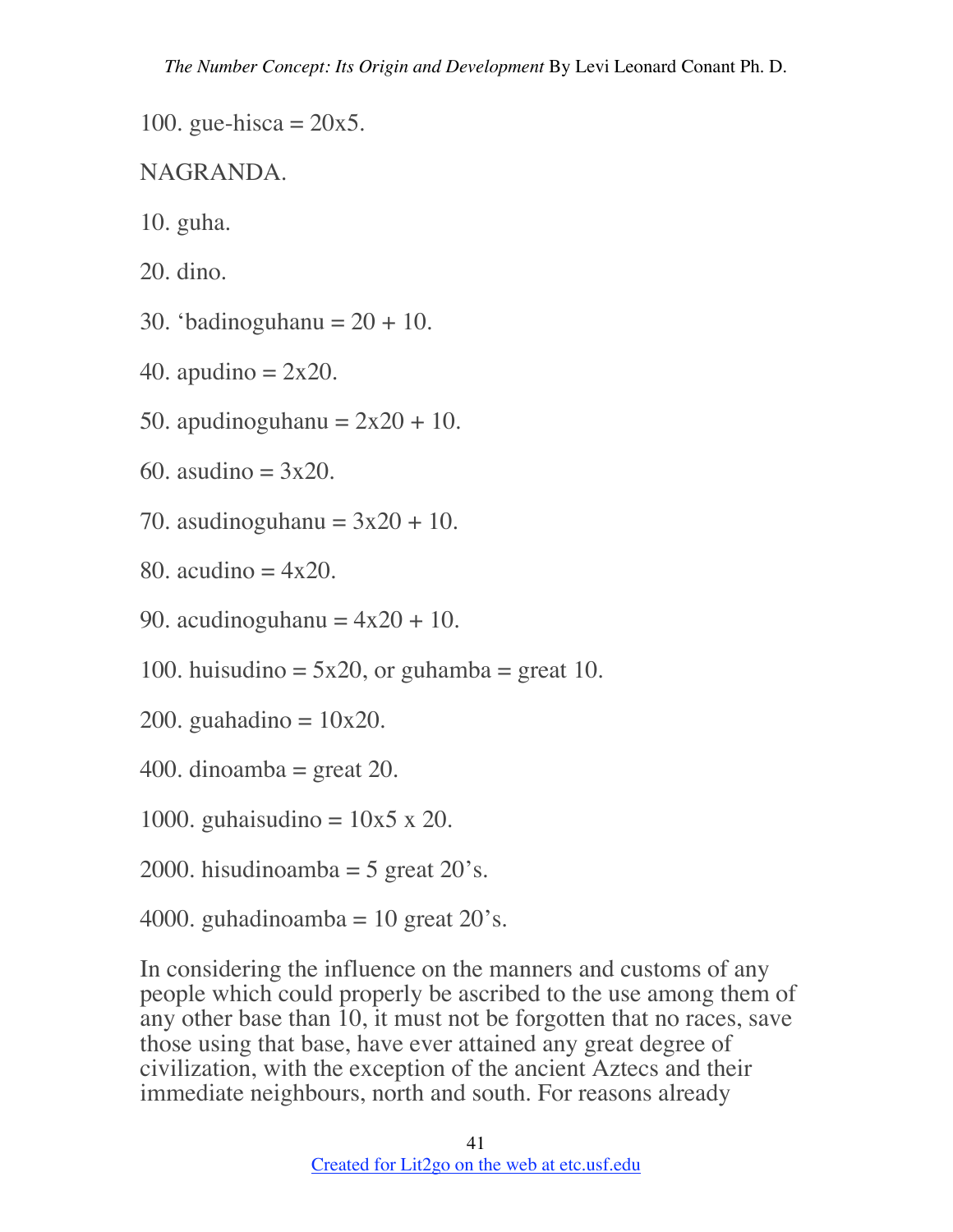100. gue-hisca = 20x5.

NAGRANDA.

10. guha.

20. dino.

30. ‘badinoguhanu = 20 + 10.

40. apudino = 2x20.

50. apudinoguhanu = 2x20 + 10.

60. asudino = 3x20.

70. asudinoguhanu = 3x20 + 10.

80. acudino = 4x20.

90. acudinoguhanu = 4x20 + 10.

100. huisudino = 5x20, or guhamba = great 10.

200. guahadino = 10x20.

400. dinoamba = great 20.

1000. guhaisudino = 10x5 x 20.

2000. hisudinoamba = 5 great 20’s.

4000. guhadinoamba = 10 great 20’s.

In considering the influence on the manners and customs of any people which could properly be ascribed to the use among them of any other base than 10, it must not be forgotten that no races, save those using that base, have ever attained any great degree of civilization, with the exception of the ancient Aztecs and their immediate neighbours, north and south. For reasons already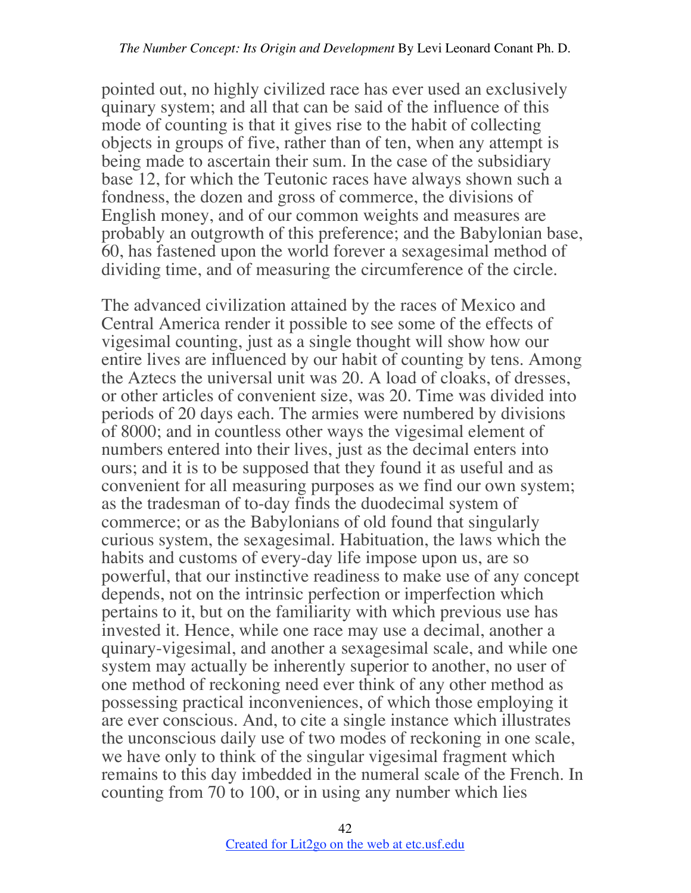pointed out, no highly civilized race has ever used an exclusively quinary system; and all that can be said of the influence of this mode of counting is that it gives rise to the habit of collecting objects in groups of five, rather than of ten, when any attempt is being made to ascertain their sum. In the case of the subsidiary base 12, for which the Teutonic races have always shown such a fondness, the dozen and gross of commerce, the divisions of English money, and of our common weights and measures are probably an outgrowth of this preference; and the Babylonian base, 60, has fastened upon the world forever a sexagesimal method of dividing time, and of measuring the circumference of the circle.

The advanced civilization attained by the races of Mexico and Central America render it possible to see some of the effects of vigesimal counting, just as a single thought will show how our entire lives are influenced by our habit of counting by tens. Among the Aztecs the universal unit was 20. A load of cloaks, of dresses, or other articles of convenient size, was 20. Time was divided into periods of 20 days each. The armies were numbered by divisions of 8000; and in countless other ways the vigesimal element of numbers entered into their lives, just as the decimal enters into ours; and it is to be supposed that they found it as useful and as convenient for all measuring purposes as we find our own system; as the tradesman of to-day finds the duodecimal system of commerce; or as the Babylonians of old found that singularly curious system, the sexagesimal. Habituation, the laws which the habits and customs of every-day life impose upon us, are so powerful, that our instinctive readiness to make use of any concept depends, not on the intrinsic perfection or imperfection which pertains to it, but on the familiarity with which previous use has invested it. Hence, while one race may use a decimal, another a quinary-vigesimal, and another a sexagesimal scale, and while one system may actually be inherently superior to another, no user of one method of reckoning need ever think of any other method as possessing practical inconveniences, of which those employing it are ever conscious. And, to cite a single instance which illustrates the unconscious daily use of two modes of reckoning in one scale, we have only to think of the singular vigesimal fragment which remains to this day imbedded in the numeral scale of the French. In counting from 70 to 100, or in using any number which lies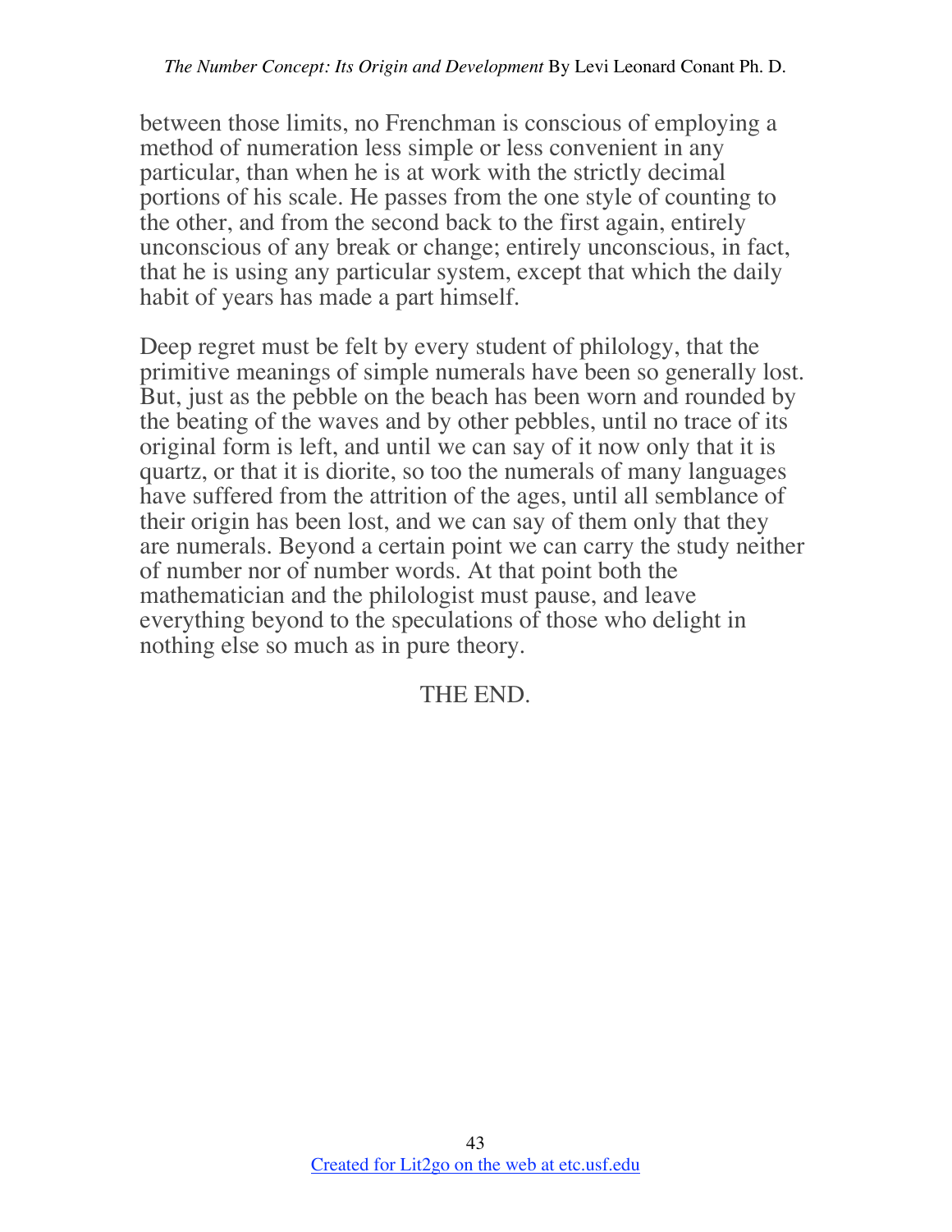between those limits, no Frenchman is conscious of employing a method of numeration less simple or less convenient in any particular, than when he is at work with the strictly decimal portions of his scale. He passes from the one style of counting to the other, and from the second back to the first again, entirely unconscious of any break or change; entirely unconscious, in fact, that he is using any particular system, except that which the daily habit of years has made a part himself.

Deep regret must be felt by every student of philology, that the primitive meanings of simple numerals have been so generally lost. But, just as the pebble on the beach has been worn and rounded by the beating of the waves and by other pebbles, until no trace of its original form is left, and until we can say of it now only that it is quartz, or that it is diorite, so too the numerals of many languages have suffered from the attrition of the ages, until all semblance of their origin has been lost, and we can say of them only that they are numerals. Beyond a certain point we can carry the study neither of number nor of number words. At that point both the mathematician and the philologist must pause, and leave everything beyond to the speculations of those who delight in nothing else so much as in pure theory.

THE END.